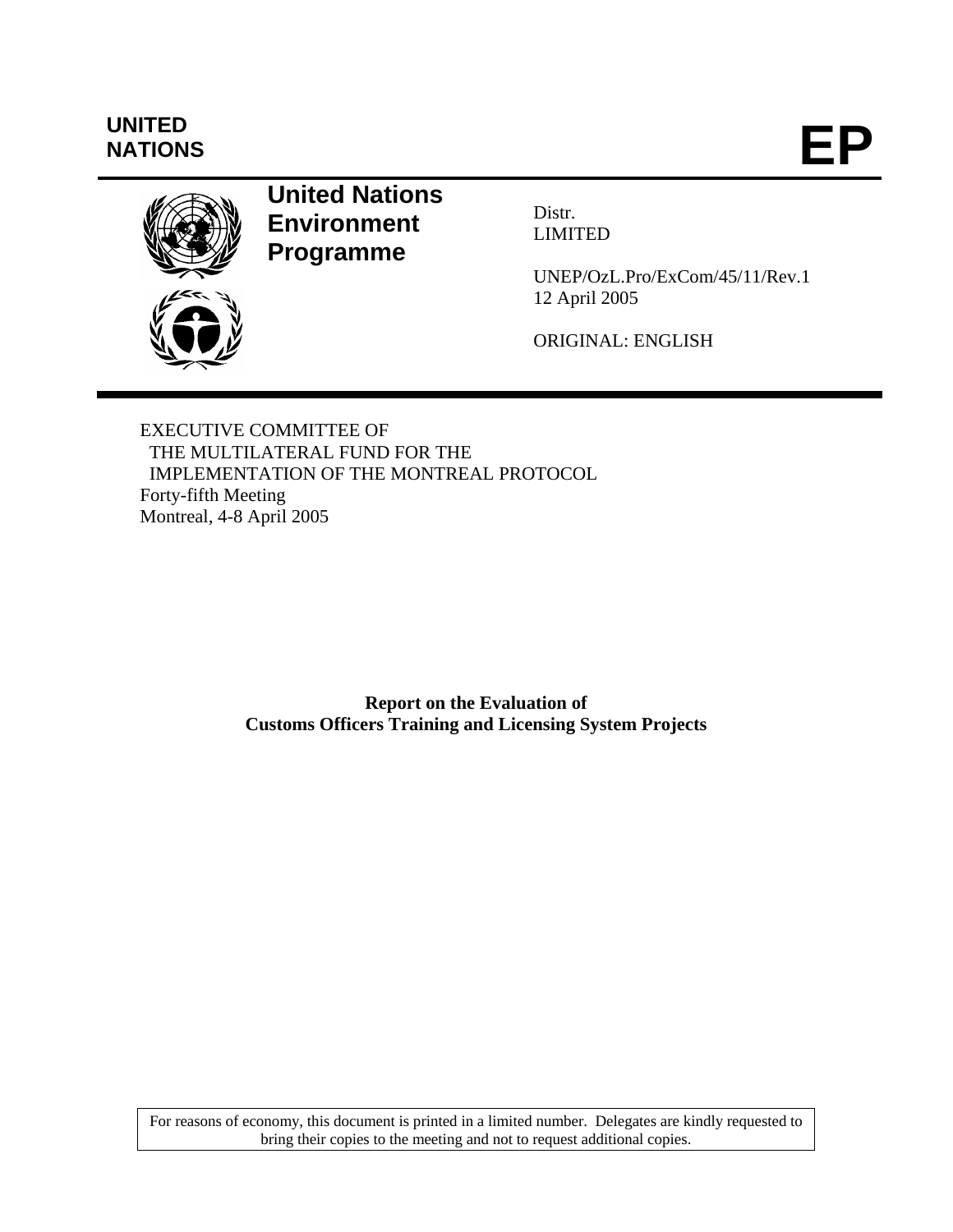**UNITED NATIONS** **EP**

**United Nations Environment Programme**

Distr.
LIMITED

UNEP/OzL.Pro/ExCom/45/11/Rev.1
12 April 2005

ORIGINAL: ENGLISH

EXECUTIVE COMMITTEE OF
THE MULTILATERAL FUND FOR THE
IMPLEMENTATION OF THE MONTREAL PROTOCOL
Forty-fifth Meeting
Montreal, 4-8 April 2005

**Report on the Evaluation of Customs Officers Training and Licensing System Projects**

For reasons of economy, this document is printed in a limited number. Delegates are kindly requested to bring their copies to the meeting and not to request additional copies.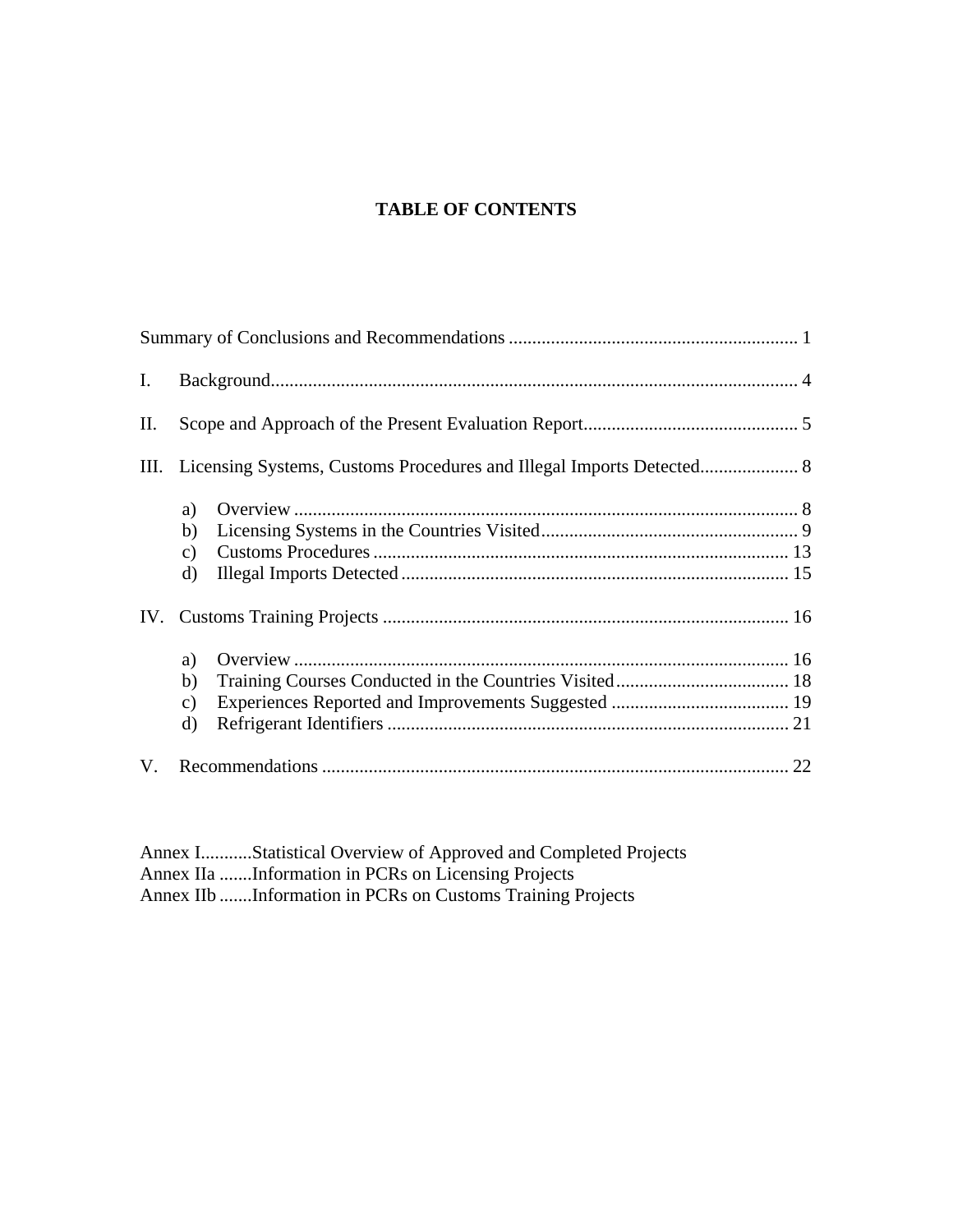# TABLE OF CONTENTS

Summary of Conclusions and Recommendations .............................................................. 1

I. Background................................................................................................................. 4

II. Scope and Approach of the Present Evaluation Report.............................................. 5

III. Licensing Systems, Customs Procedures and Illegal Imports Detected..................... 8

- a) Overview ........................................................................................................... 8
- b) Licensing Systems in the Countries Visited....................................................... 9
- c) Customs Procedures ......................................................................................... 13
- d) Illegal Imports Detected ................................................................................... 15

IV. Customs Training Projects ....................................................................................... 16

- a) Overview .......................................................................................................... 16
- b) Training Courses Conducted in the Countries Visited..................................... 18
- c) Experiences Reported and Improvements Suggested ...................................... 19
- d) Refrigerant Identifiers ...................................................................................... 21

V. Recommendations .................................................................................................... 22

Annex I...........Statistical Overview of Approved and Completed Projects
Annex IIa .......Information in PCRs on Licensing Projects
Annex IIb .......Information in PCRs on Customs Training Projects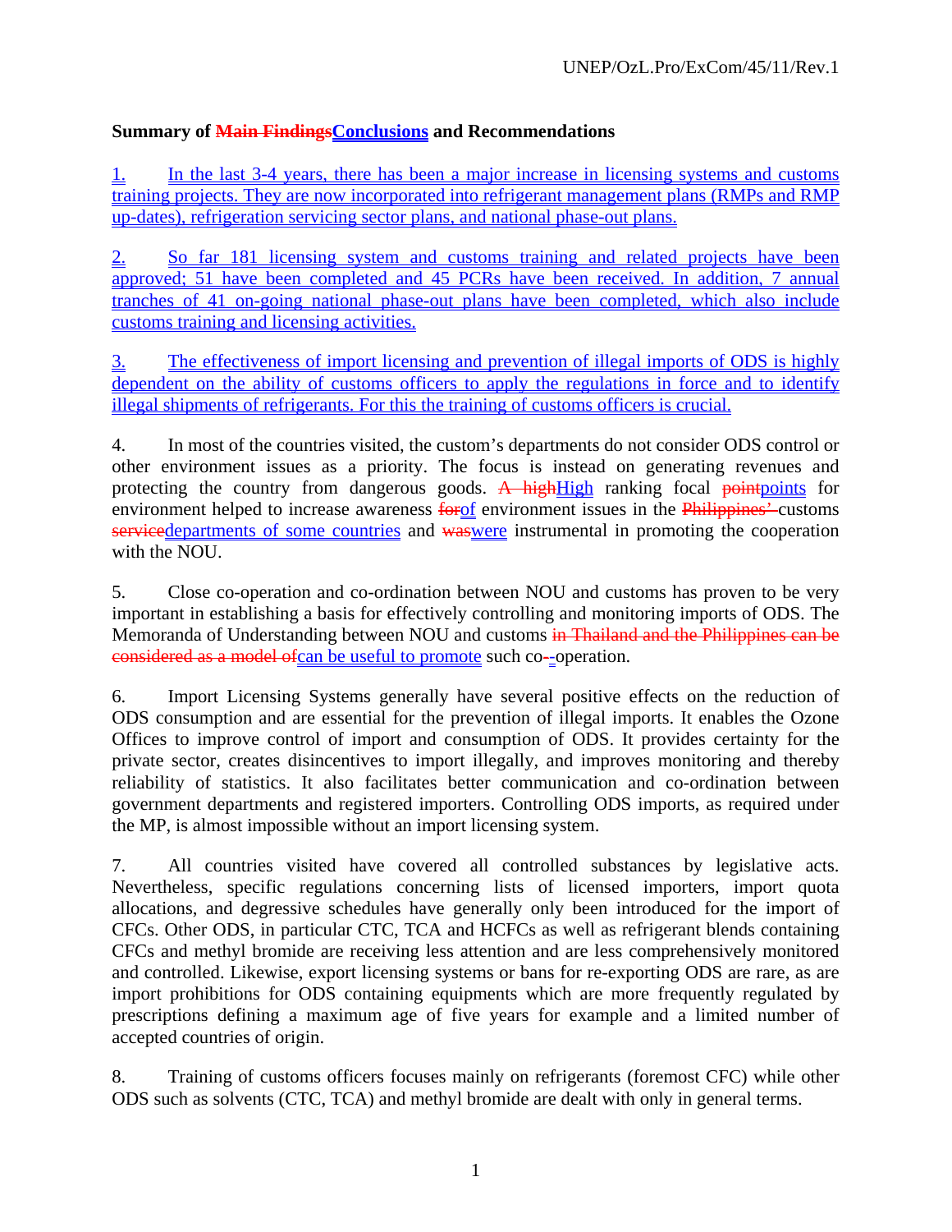**Summary of ~~Main Findings~~Conclusions and Recommendations**

1. In the last 3-4 years, there has been a major increase in licensing systems and customs training projects. They are now incorporated into refrigerant management plans (RMPs and RMP up-dates), refrigeration servicing sector plans, and national phase-out plans.

2. So far 181 licensing system and customs training and related projects have been approved; 51 have been completed and 45 PCRs have been received. In addition, 7 annual tranches of 41 on-going national phase-out plans have been completed, which also include customs training and licensing activities.

3. The effectiveness of import licensing and prevention of illegal imports of ODS is highly dependent on the ability of customs officers to apply the regulations in force and to identify illegal shipments of refrigerants. For this the training of customs officers is crucial.

4. In most of the countries visited, the custom's departments do not consider ODS control or other environment issues as a priority. The focus is instead on generating revenues and protecting the country from dangerous goods. ~~A high~~High ranking focal ~~point~~points for environment helped to increase awareness ~~for~~of environment issues in the ~~Philippines'~~ customs ~~service~~departments of some countries and ~~was~~were instrumental in promoting the cooperation with the NOU.

5. Close co-operation and co-ordination between NOU and customs has proven to be very important in establishing a basis for effectively controlling and monitoring imports of ODS. The Memoranda of Understanding between NOU and customs ~~in Thailand and the Philippines can be considered as a model of~~can be useful to promote such co-~~-~~operation.

6. Import Licensing Systems generally have several positive effects on the reduction of ODS consumption and are essential for the prevention of illegal imports. It enables the Ozone Offices to improve control of import and consumption of ODS. It provides certainty for the private sector, creates disincentives to import illegally, and improves monitoring and thereby reliability of statistics. It also facilitates better communication and co-ordination between government departments and registered importers. Controlling ODS imports, as required under the MP, is almost impossible without an import licensing system.

7. All countries visited have covered all controlled substances by legislative acts. Nevertheless, specific regulations concerning lists of licensed importers, import quota allocations, and degressive schedules have generally only been introduced for the import of CFCs. Other ODS, in particular CTC, TCA and HCFCs as well as refrigerant blends containing CFCs and methyl bromide are receiving less attention and are less comprehensively monitored and controlled. Likewise, export licensing systems or bans for re-exporting ODS are rare, as are import prohibitions for ODS containing equipments which are more frequently regulated by prescriptions defining a maximum age of five years for example and a limited number of accepted countries of origin.

8. Training of customs officers focuses mainly on refrigerants (foremost CFC) while other ODS such as solvents (CTC, TCA) and methyl bromide are dealt with only in general terms.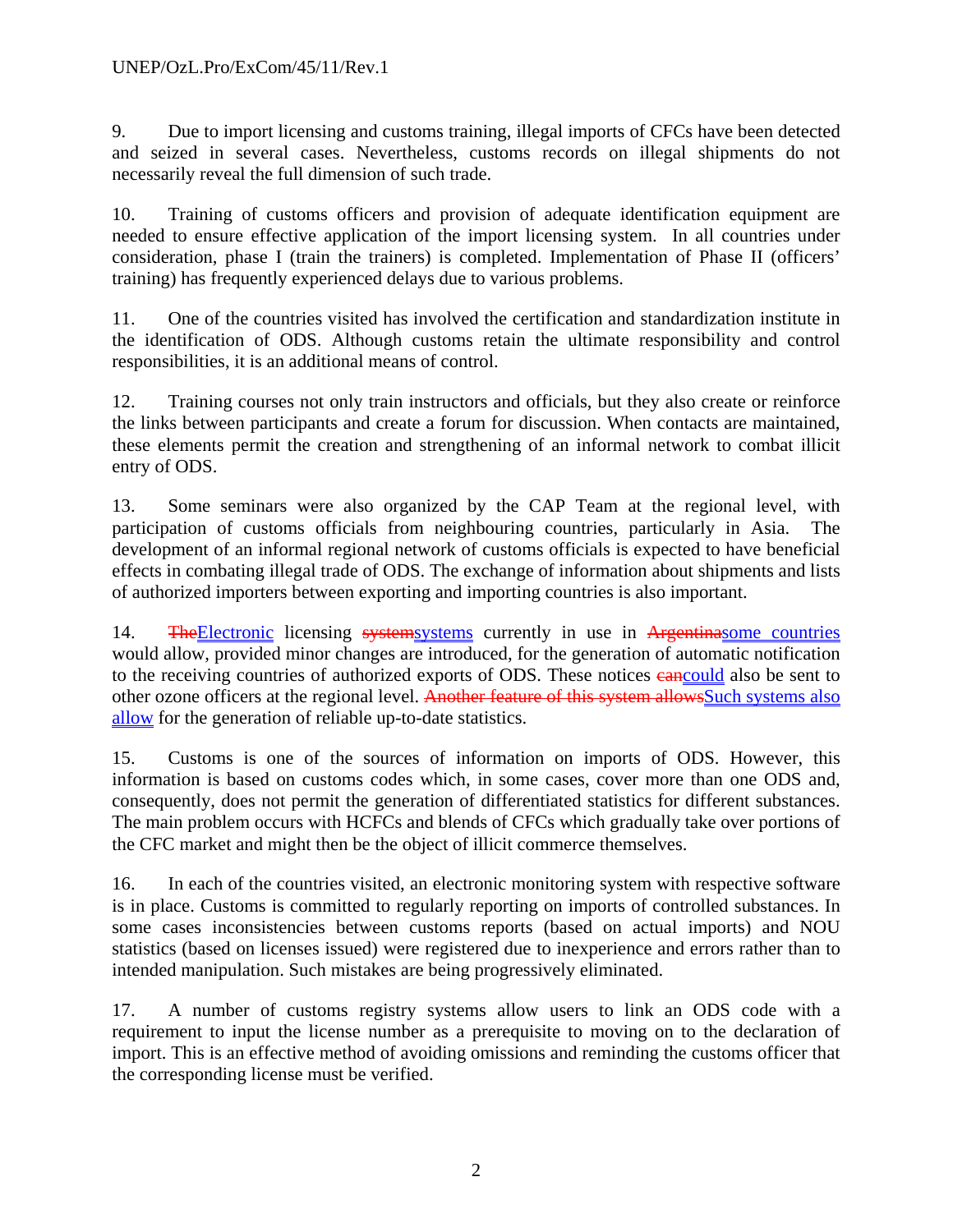9. Due to import licensing and customs training, illegal imports of CFCs have been detected and seized in several cases. Nevertheless, customs records on illegal shipments do not necessarily reveal the full dimension of such trade.

10. Training of customs officers and provision of adequate identification equipment are needed to ensure effective application of the import licensing system. In all countries under consideration, phase I (train the trainers) is completed. Implementation of Phase II (officers' training) has frequently experienced delays due to various problems.

11. One of the countries visited has involved the certification and standardization institute in the identification of ODS. Although customs retain the ultimate responsibility and control responsibilities, it is an additional means of control.

12. Training courses not only train instructors and officials, but they also create or reinforce the links between participants and create a forum for discussion. When contacts are maintained, these elements permit the creation and strengthening of an informal network to combat illicit entry of ODS.

13. Some seminars were also organized by the CAP Team at the regional level, with participation of customs officials from neighbouring countries, particularly in Asia. The development of an informal regional network of customs officials is expected to have beneficial effects in combating illegal trade of ODS. The exchange of information about shipments and lists of authorized importers between exporting and importing countries is also important.

14. ~~The~~Electronic licensing ~~system~~systems currently in use in ~~Argentina~~some countries would allow, provided minor changes are introduced, for the generation of automatic notification to the receiving countries of authorized exports of ODS. These notices ~~can~~could also be sent to other ozone officers at the regional level. ~~Another feature of this system allows~~Such systems also allow for the generation of reliable up-to-date statistics.

15. Customs is one of the sources of information on imports of ODS. However, this information is based on customs codes which, in some cases, cover more than one ODS and, consequently, does not permit the generation of differentiated statistics for different substances. The main problem occurs with HCFCs and blends of CFCs which gradually take over portions of the CFC market and might then be the object of illicit commerce themselves.

16. In each of the countries visited, an electronic monitoring system with respective software is in place. Customs is committed to regularly reporting on imports of controlled substances. In some cases inconsistencies between customs reports (based on actual imports) and NOU statistics (based on licenses issued) were registered due to inexperience and errors rather than to intended manipulation. Such mistakes are being progressively eliminated.

17. A number of customs registry systems allow users to link an ODS code with a requirement to input the license number as a prerequisite to moving on to the declaration of import. This is an effective method of avoiding omissions and reminding the customs officer that the corresponding license must be verified.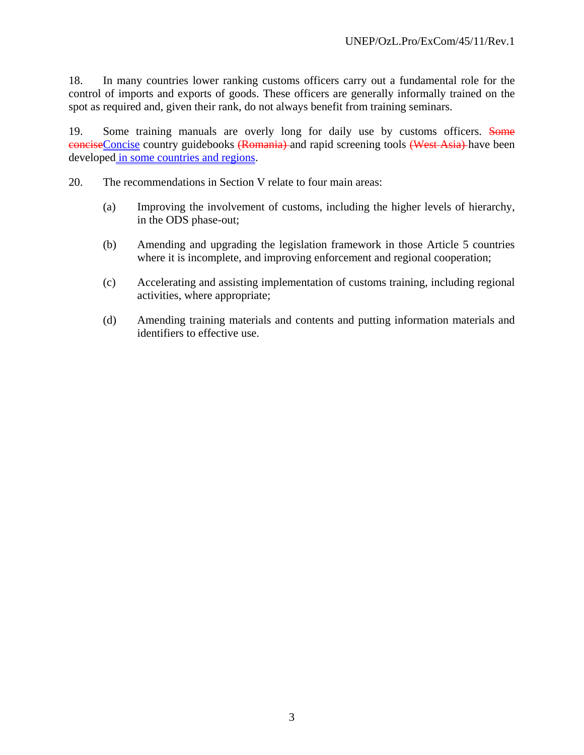18. In many countries lower ranking customs officers carry out a fundamental role for the control of imports and exports of goods. These officers are generally informally trained on the spot as required and, given their rank, do not always benefit from training seminars.

19. Some training manuals are overly long for daily use by customs officers. ~~Some concise~~Concise country guidebooks ~~(Romania)~~ and rapid screening tools ~~(West Asia)~~ have been developed in some countries and regions.

20. The recommendations in Section V relate to four main areas:

   (a) Improving the involvement of customs, including the higher levels of hierarchy, in the ODS phase-out;

   (b) Amending and upgrading the legislation framework in those Article 5 countries where it is incomplete, and improving enforcement and regional cooperation;

   (c) Accelerating and assisting implementation of customs training, including regional activities, where appropriate;

   (d) Amending training materials and contents and putting information materials and identifiers to effective use.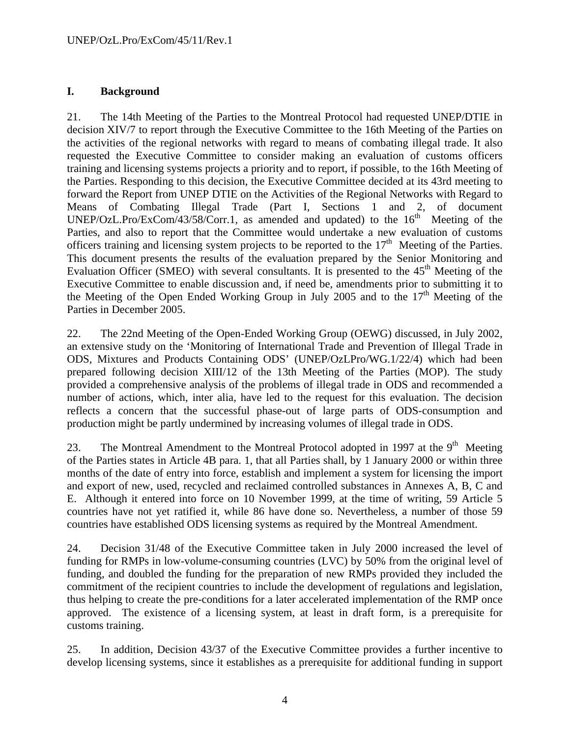## I. Background

21. The 14th Meeting of the Parties to the Montreal Protocol had requested UNEP/DTIE in decision XIV/7 to report through the Executive Committee to the 16th Meeting of the Parties on the activities of the regional networks with regard to means of combating illegal trade. It also requested the Executive Committee to consider making an evaluation of customs officers training and licensing systems projects a priority and to report, if possible, to the 16th Meeting of the Parties. Responding to this decision, the Executive Committee decided at its 43rd meeting to forward the Report from UNEP DTIE on the Activities of the Regional Networks with Regard to Means of Combating Illegal Trade (Part I, Sections 1 and 2, of document UNEP/OzL.Pro/ExCom/43/58/Corr.1, as amended and updated) to the 16th Meeting of the Parties, and also to report that the Committee would undertake a new evaluation of customs officers training and licensing system projects to be reported to the 17th Meeting of the Parties. This document presents the results of the evaluation prepared by the Senior Monitoring and Evaluation Officer (SMEO) with several consultants. It is presented to the 45th Meeting of the Executive Committee to enable discussion and, if need be, amendments prior to submitting it to the Meeting of the Open Ended Working Group in July 2005 and to the 17th Meeting of the Parties in December 2005.

22. The 22nd Meeting of the Open-Ended Working Group (OEWG) discussed, in July 2002, an extensive study on the 'Monitoring of International Trade and Prevention of Illegal Trade in ODS, Mixtures and Products Containing ODS' (UNEP/OzLPro/WG.1/22/4) which had been prepared following decision XIII/12 of the 13th Meeting of the Parties (MOP). The study provided a comprehensive analysis of the problems of illegal trade in ODS and recommended a number of actions, which, inter alia, have led to the request for this evaluation. The decision reflects a concern that the successful phase-out of large parts of ODS-consumption and production might be partly undermined by increasing volumes of illegal trade in ODS.

23. The Montreal Amendment to the Montreal Protocol adopted in 1997 at the 9th Meeting of the Parties states in Article 4B para. 1, that all Parties shall, by 1 January 2000 or within three months of the date of entry into force, establish and implement a system for licensing the import and export of new, used, recycled and reclaimed controlled substances in Annexes A, B, C and E. Although it entered into force on 10 November 1999, at the time of writing, 59 Article 5 countries have not yet ratified it, while 86 have done so. Nevertheless, a number of those 59 countries have established ODS licensing systems as required by the Montreal Amendment.

24. Decision 31/48 of the Executive Committee taken in July 2000 increased the level of funding for RMPs in low-volume-consuming countries (LVC) by 50% from the original level of funding, and doubled the funding for the preparation of new RMPs provided they included the commitment of the recipient countries to include the development of regulations and legislation, thus helping to create the pre-conditions for a later accelerated implementation of the RMP once approved. The existence of a licensing system, at least in draft form, is a prerequisite for customs training.

25. In addition, Decision 43/37 of the Executive Committee provides a further incentive to develop licensing systems, since it establishes as a prerequisite for additional funding in support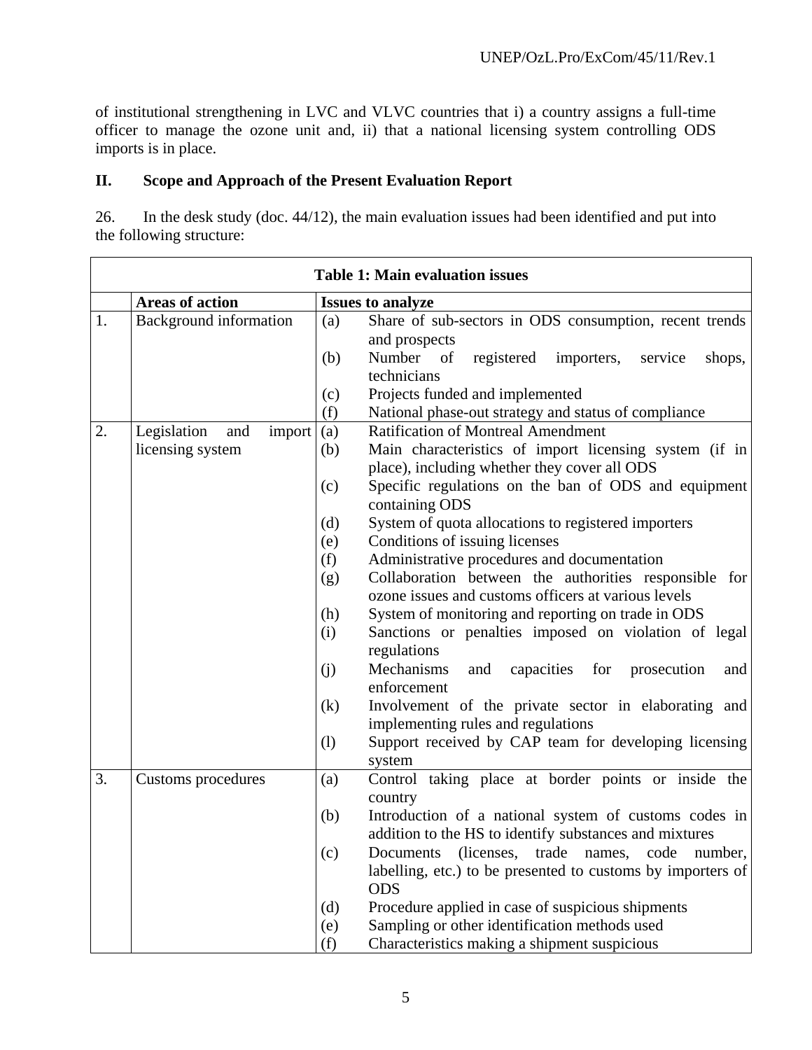of institutional strengthening in LVC and VLVC countries that i) a country assigns a full-time officer to manage the ozone unit and, ii) that a national licensing system controlling ODS imports is in place.

## II. Scope and Approach of the Present Evaluation Report

26. In the desk study (doc. 44/12), the main evaluation issues had been identified and put into the following structure:

**Table 1: Main evaluation issues**

| | Areas of action | Issues to analyze |
|---|---|---|
| 1. | Background information | (a) Share of sub-sectors in ODS consumption, recent trends and prospects<br>(b) Number of registered importers, service shops, technicians<br>(c) Projects funded and implemented<br>(f) National phase-out strategy and status of compliance |
| 2. | Legislation and import licensing system | (a) Ratification of Montreal Amendment<br>(b) Main characteristics of import licensing system (if in place), including whether they cover all ODS<br>(c) Specific regulations on the ban of ODS and equipment containing ODS<br>(d) System of quota allocations to registered importers<br>(e) Conditions of issuing licenses<br>(f) Administrative procedures and documentation<br>(g) Collaboration between the authorities responsible for ozone issues and customs officers at various levels<br>(h) System of monitoring and reporting on trade in ODS<br>(i) Sanctions or penalties imposed on violation of legal regulations<br>(j) Mechanisms and capacities for prosecution and enforcement<br>(k) Involvement of the private sector in elaborating and implementing rules and regulations<br>(l) Support received by CAP team for developing licensing system |
| 3. | Customs procedures | (a) Control taking place at border points or inside the country<br>(b) Introduction of a national system of customs codes in addition to the HS to identify substances and mixtures<br>(c) Documents (licenses, trade names, code number, labelling, etc.) to be presented to customs by importers of ODS<br>(d) Procedure applied in case of suspicious shipments<br>(e) Sampling or other identification methods used<br>(f) Characteristics making a shipment suspicious |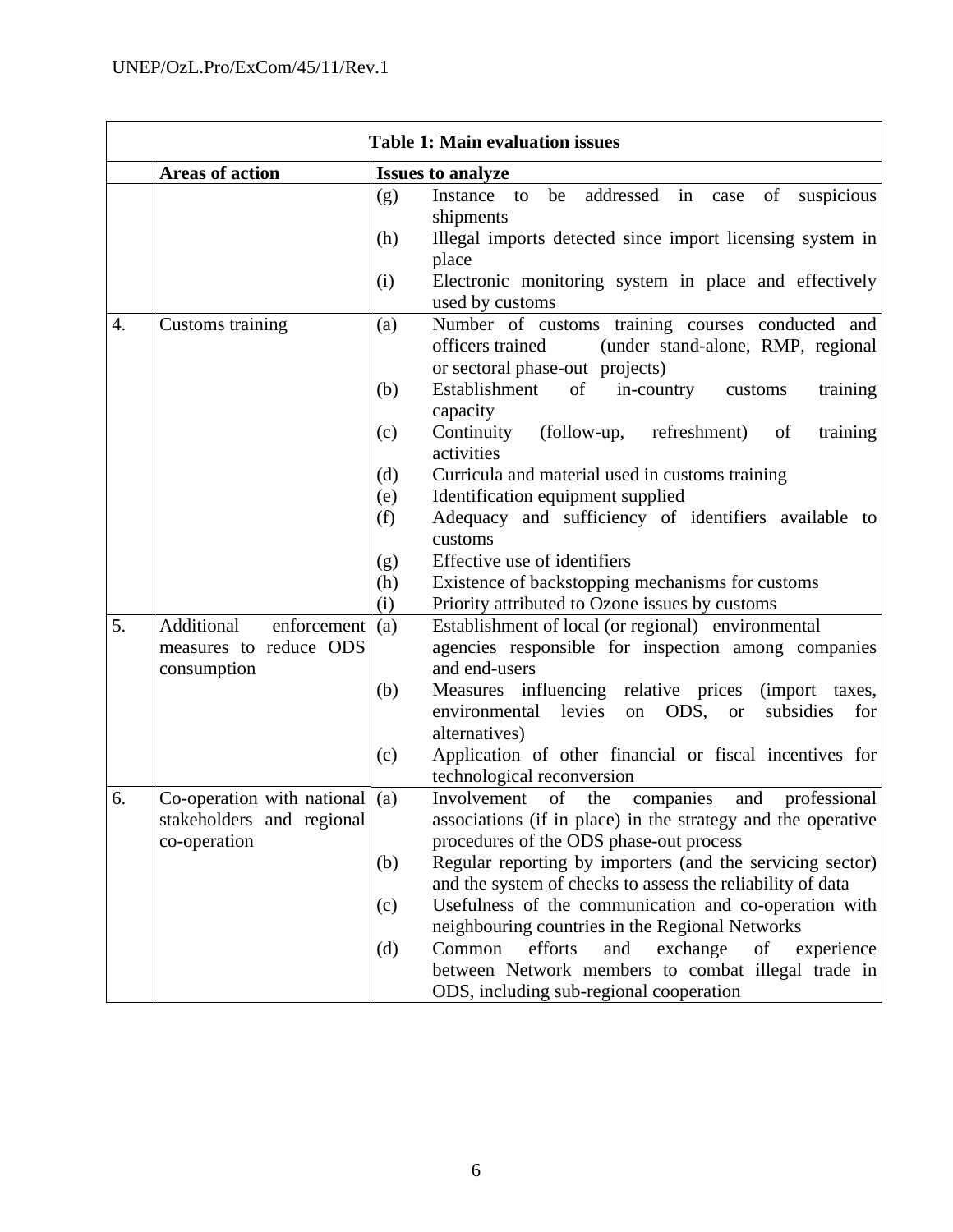| | Table 1: Main evaluation issues | |
|---|---|---|
| | **Areas of action** | **Issues to analyze** |
| | | (g) Instance to be addressed in case of suspicious shipments<br>(h) Illegal imports detected since import licensing system in place<br>(i) Electronic monitoring system in place and effectively used by customs |
| 4. | Customs training | (a) Number of customs training courses conducted and officers trained (under stand-alone, RMP, regional or sectoral phase-out projects)<br>(b) Establishment of in-country customs training capacity<br>(c) Continuity (follow-up, refreshment) of training activities<br>(d) Curricula and material used in customs training<br>(e) Identification equipment supplied<br>(f) Adequacy and sufficiency of identifiers available to customs<br>(g) Effective use of identifiers<br>(h) Existence of backstopping mechanisms for customs<br>(i) Priority attributed to Ozone issues by customs |
| 5. | Additional enforcement measures to reduce ODS consumption | (a) Establishment of local (or regional) environmental agencies responsible for inspection among companies and end-users<br>(b) Measures influencing relative prices (import taxes, environmental levies on ODS, or subsidies for alternatives)<br>(c) Application of other financial or fiscal incentives for technological reconversion |
| 6. | Co-operation with national stakeholders and regional co-operation | (a) Involvement of the companies and professional associations (if in place) in the strategy and the operative procedures of the ODS phase-out process<br>(b) Regular reporting by importers (and the servicing sector) and the system of checks to assess the reliability of data<br>(c) Usefulness of the communication and co-operation with neighbouring countries in the Regional Networks<br>(d) Common efforts and exchange of experience between Network members to combat illegal trade in ODS, including sub-regional cooperation |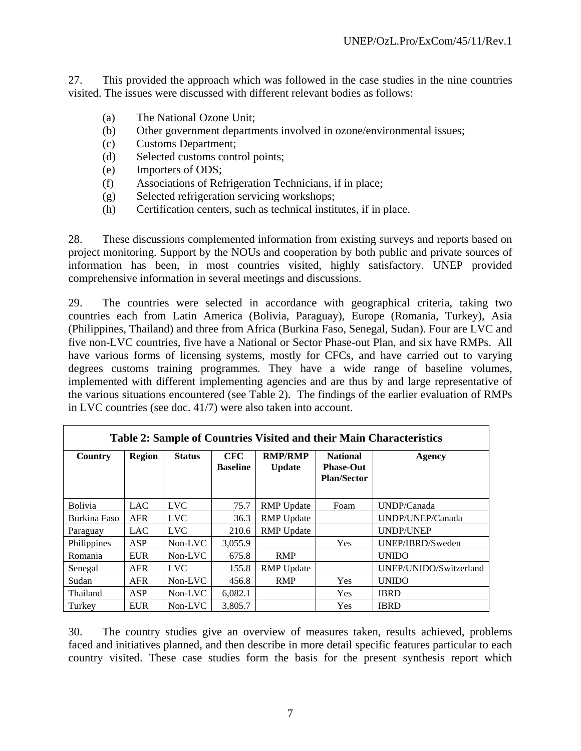27. This provided the approach which was followed in the case studies in the nine countries visited. The issues were discussed with different relevant bodies as follows:

(a) The National Ozone Unit;
(b) Other government departments involved in ozone/environmental issues;
(c) Customs Department;
(d) Selected customs control points;
(e) Importers of ODS;
(f) Associations of Refrigeration Technicians, if in place;
(g) Selected refrigeration servicing workshops;
(h) Certification centers, such as technical institutes, if in place.

28. These discussions complemented information from existing surveys and reports based on project monitoring. Support by the NOUs and cooperation by both public and private sources of information has been, in most countries visited, highly satisfactory. UNEP provided comprehensive information in several meetings and discussions.

29. The countries were selected in accordance with geographical criteria, taking two countries each from Latin America (Bolivia, Paraguay), Europe (Romania, Turkey), Asia (Philippines, Thailand) and three from Africa (Burkina Faso, Senegal, Sudan). Four are LVC and five non-LVC countries, five have a National or Sector Phase-out Plan, and six have RMPs. All have various forms of licensing systems, mostly for CFCs, and have carried out to varying degrees customs training programmes. They have a wide range of baseline volumes, implemented with different implementing agencies and are thus by and large representative of the various situations encountered (see Table 2). The findings of the earlier evaluation of RMPs in LVC countries (see doc. 41/7) were also taken into account.

**Table 2: Sample of Countries Visited and their Main Characteristics**

| Country | Region | Status | CFC Baseline | RMP/RMP Update | National Phase-Out Plan/Sector | Agency |
|---|---|---|---|---|---|---|
| Bolivia | LAC | LVC | 75.7 | RMP Update | Foam | UNDP/Canada |
| Burkina Faso | AFR | LVC | 36.3 | RMP Update | | UNDP/UNEP/Canada |
| Paraguay | LAC | LVC | 210.6 | RMP Update | | UNDP/UNEP |
| Philippines | ASP | Non-LVC | 3,055.9 | | Yes | UNEP/IBRD/Sweden |
| Romania | EUR | Non-LVC | 675.8 | RMP | | UNIDO |
| Senegal | AFR | LVC | 155.8 | RMP Update | | UNEP/UNIDO/Switzerland |
| Sudan | AFR | Non-LVC | 456.8 | RMP | Yes | UNIDO |
| Thailand | ASP | Non-LVC | 6,082.1 | | Yes | IBRD |
| Turkey | EUR | Non-LVC | 3,805.7 | | Yes | IBRD |

30. The country studies give an overview of measures taken, results achieved, problems faced and initiatives planned, and then describe in more detail specific features particular to each country visited. These case studies form the basis for the present synthesis report which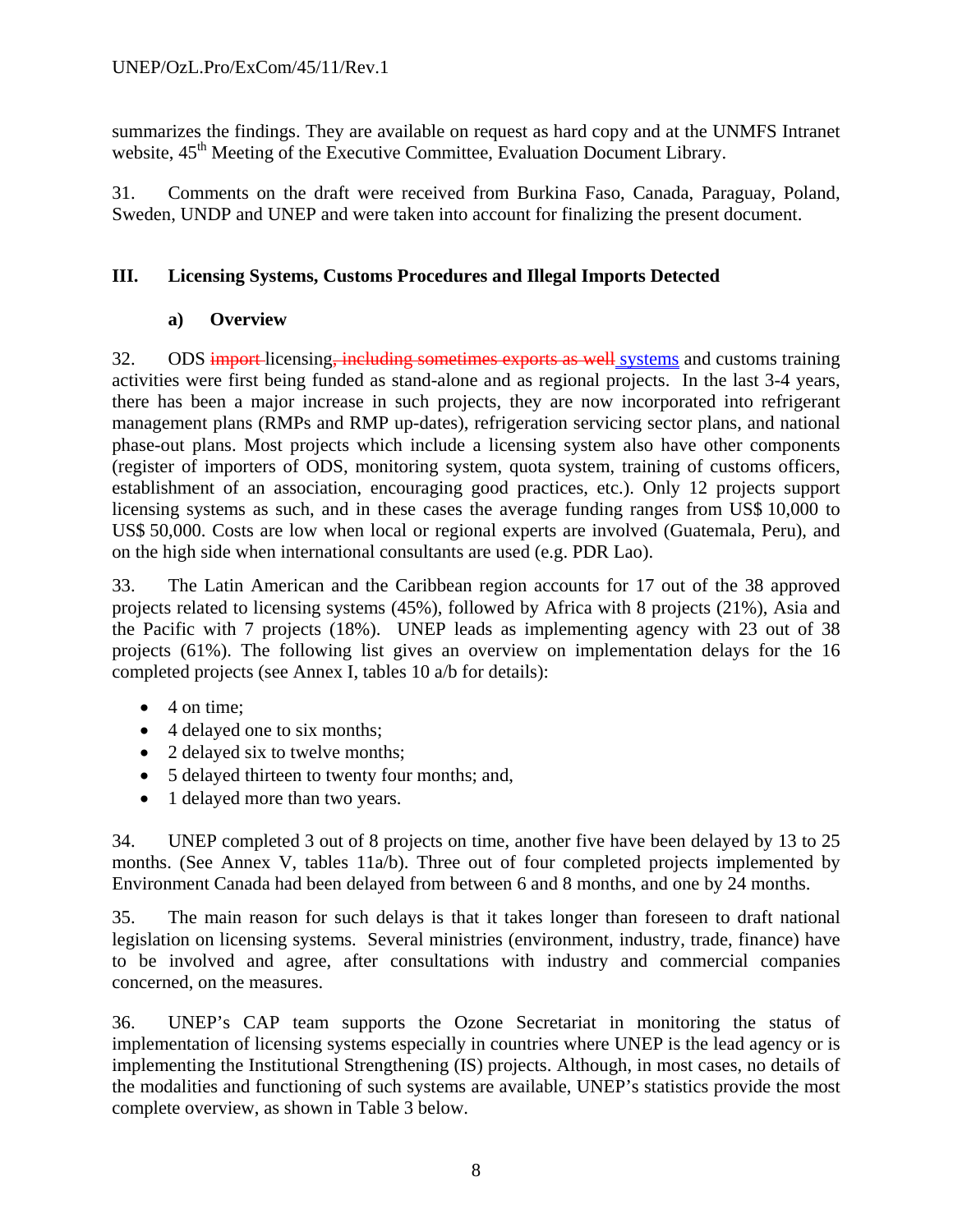summarizes the findings. They are available on request as hard copy and at the UNMFS Intranet website, 45th Meeting of the Executive Committee, Evaluation Document Library.

31. Comments on the draft were received from Burkina Faso, Canada, Paraguay, Poland, Sweden, UNDP and UNEP and were taken into account for finalizing the present document.

## III. Licensing Systems, Customs Procedures and Illegal Imports Detected

### a) Overview

32. ODS ~~import~~ licensing~~, including sometimes exports as well~~ systems and customs training activities were first being funded as stand-alone and as regional projects. In the last 3-4 years, there has been a major increase in such projects, they are now incorporated into refrigerant management plans (RMPs and RMP up-dates), refrigeration servicing sector plans, and national phase-out plans. Most projects which include a licensing system also have other components (register of importers of ODS, monitoring system, quota system, training of customs officers, establishment of an association, encouraging good practices, etc.). Only 12 projects support licensing systems as such, and in these cases the average funding ranges from US$ 10,000 to US$ 50,000. Costs are low when local or regional experts are involved (Guatemala, Peru), and on the high side when international consultants are used (e.g. PDR Lao).

33. The Latin American and the Caribbean region accounts for 17 out of the 38 approved projects related to licensing systems (45%), followed by Africa with 8 projects (21%), Asia and the Pacific with 7 projects (18%). UNEP leads as implementing agency with 23 out of 38 projects (61%). The following list gives an overview on implementation delays for the 16 completed projects (see Annex I, tables 10 a/b for details):

- 4 on time;
- 4 delayed one to six months;
- 2 delayed six to twelve months;
- 5 delayed thirteen to twenty four months; and,
- 1 delayed more than two years.

34. UNEP completed 3 out of 8 projects on time, another five have been delayed by 13 to 25 months. (See Annex V, tables 11a/b). Three out of four completed projects implemented by Environment Canada had been delayed from between 6 and 8 months, and one by 24 months.

35. The main reason for such delays is that it takes longer than foreseen to draft national legislation on licensing systems. Several ministries (environment, industry, trade, finance) have to be involved and agree, after consultations with industry and commercial companies concerned, on the measures.

36. UNEP's CAP team supports the Ozone Secretariat in monitoring the status of implementation of licensing systems especially in countries where UNEP is the lead agency or is implementing the Institutional Strengthening (IS) projects. Although, in most cases, no details of the modalities and functioning of such systems are available, UNEP's statistics provide the most complete overview, as shown in Table 3 below.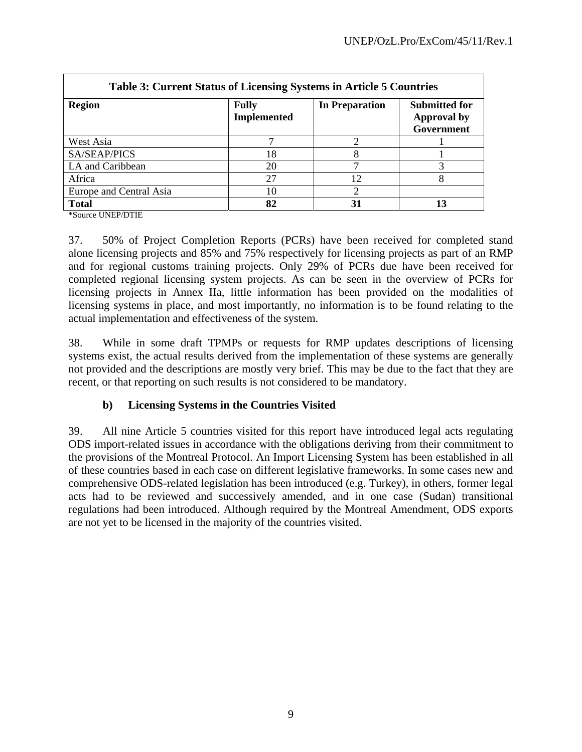| Table 3: Current Status of Licensing Systems in Article 5 Countries | | | |
|---|---|---|---|
| **Region** | **Fully Implemented** | **In Preparation** | **Submitted for Approval by Government** |
| West Asia | 7 | 2 | 1 |
| SA/SEAP/PICS | 18 | 8 | 1 |
| LA and Caribbean | 20 | 7 | 3 |
| Africa | 27 | 12 | 8 |
| Europe and Central Asia | 10 | 2 | |
| **Total** | **82** | **31** | **13** |

*Source UNEP/DTIE

37. 50% of Project Completion Reports (PCRs) have been received for completed stand alone licensing projects and 85% and 75% respectively for licensing projects as part of an RMP and for regional customs training projects. Only 29% of PCRs due have been received for completed regional licensing system projects. As can be seen in the overview of PCRs for licensing projects in Annex IIa, little information has been provided on the modalities of licensing systems in place, and most importantly, no information is to be found relating to the actual implementation and effectiveness of the system.

38. While in some draft TPMPs or requests for RMP updates descriptions of licensing systems exist, the actual results derived from the implementation of these systems are generally not provided and the descriptions are mostly very brief. This may be due to the fact that they are recent, or that reporting on such results is not considered to be mandatory.

### b) Licensing Systems in the Countries Visited

39. All nine Article 5 countries visited for this report have introduced legal acts regulating ODS import-related issues in accordance with the obligations deriving from their commitment to the provisions of the Montreal Protocol. An Import Licensing System has been established in all of these countries based in each case on different legislative frameworks. In some cases new and comprehensive ODS-related legislation has been introduced (e.g. Turkey), in others, former legal acts had to be reviewed and successively amended, and in one case (Sudan) transitional regulations had been introduced. Although required by the Montreal Amendment, ODS exports are not yet to be licensed in the majority of the countries visited.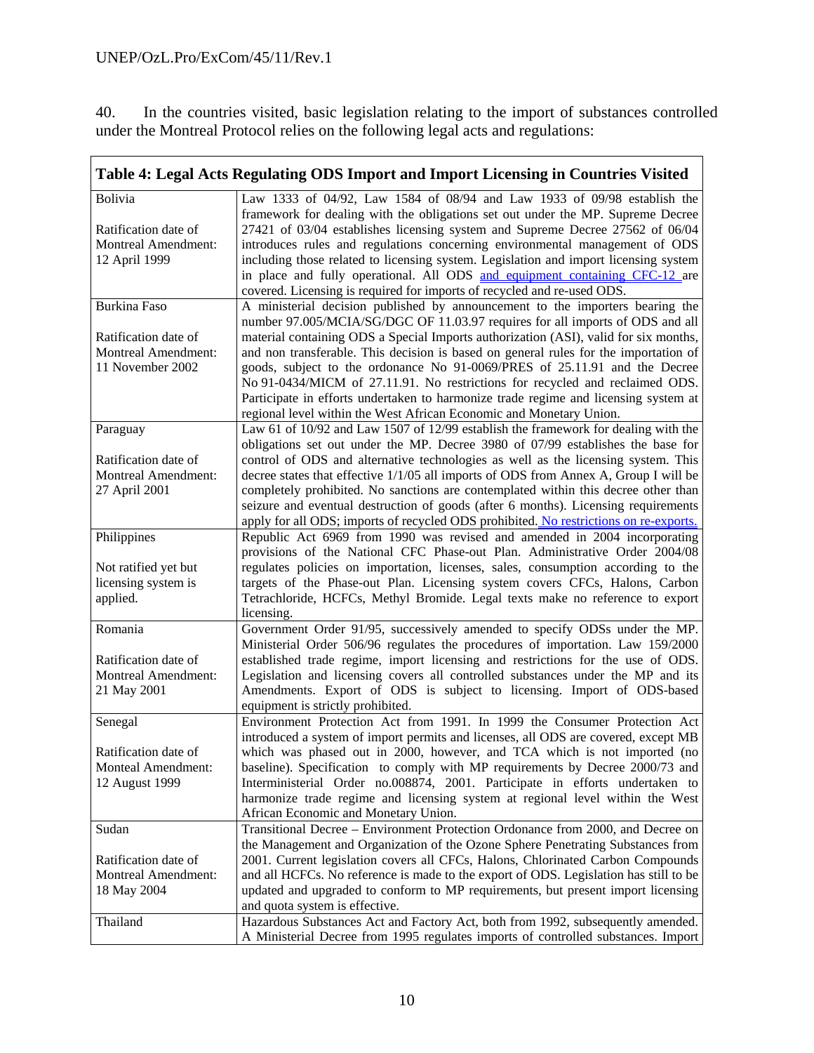40. In the countries visited, basic legislation relating to the import of substances controlled under the Montreal Protocol relies on the following legal acts and regulations:

| Table 4: Legal Acts Regulating ODS Import and Import Licensing in Countries Visited | |
|---|---|
| Bolivia<br><br>Ratification date of Montreal Amendment: 12 April 1999 | Law 1333 of 04/92, Law 1584 of 08/94 and Law 1933 of 09/98 establish the framework for dealing with the obligations set out under the MP. Supreme Decree 27421 of 03/04 establishes licensing system and Supreme Decree 27562 of 06/04 introduces rules and regulations concerning environmental management of ODS including those related to licensing system. Legislation and import licensing system in place and fully operational. All ODS and equipment containing CFC-12 are covered. Licensing is required for imports of recycled and re-used ODS. |
| Burkina Faso<br><br>Ratification date of Montreal Amendment: 11 November 2002 | A ministerial decision published by announcement to the importers bearing the number 97.005/MCIA/SG/DGC OF 11.03.97 requires for all imports of ODS and all material containing ODS a Special Imports authorization (ASI), valid for six months, and non transferable. This decision is based on general rules for the importation of goods, subject to the ordonance No 91-0069/PRES of 25.11.91 and the Decree No 91-0434/MICM of 27.11.91. No restrictions for recycled and reclaimed ODS. Participate in efforts undertaken to harmonize trade regime and licensing system at regional level within the West African Economic and Monetary Union. |
| Paraguay<br><br>Ratification date of Montreal Amendment: 27 April 2001 | Law 61 of 10/92 and Law 1507 of 12/99 establish the framework for dealing with the obligations set out under the MP. Decree 3980 of 07/99 establishes the base for control of ODS and alternative technologies as well as the licensing system. This decree states that effective 1/1/05 all imports of ODS from Annex A, Group I will be completely prohibited. No sanctions are contemplated within this decree other than seizure and eventual destruction of goods (after 6 months). Licensing requirements apply for all ODS; imports of recycled ODS prohibited. No restrictions on re-exports. |
| Philippines<br><br>Not ratified yet but licensing system is applied. | Republic Act 6969 from 1990 was revised and amended in 2004 incorporating provisions of the National CFC Phase-out Plan. Administrative Order 2004/08 regulates policies on importation, licenses, sales, consumption according to the targets of the Phase-out Plan. Licensing system covers CFCs, Halons, Carbon Tetrachloride, HCFCs, Methyl Bromide. Legal texts make no reference to export licensing. |
| Romania<br><br>Ratification date of Montreal Amendment: 21 May 2001 | Government Order 91/95, successively amended to specify ODSs under the MP. Ministerial Order 506/96 regulates the procedures of importation. Law 159/2000 established trade regime, import licensing and restrictions for the use of ODS. Legislation and licensing covers all controlled substances under the MP and its Amendments. Export of ODS is subject to licensing. Import of ODS-based equipment is strictly prohibited. |
| Senegal<br><br>Ratification date of Monteal Amendment: 12 August 1999 | Environment Protection Act from 1991. In 1999 the Consumer Protection Act introduced a system of import permits and licenses, all ODS are covered, except MB which was phased out in 2000, however, and TCA which is not imported (no baseline). Specification to comply with MP requirements by Decree 2000/73 and Interministerial Order no.008874, 2001. Participate in efforts undertaken to harmonize trade regime and licensing system at regional level within the West African Economic and Monetary Union. |
| Sudan<br><br>Ratification date of Montreal Amendment: 18 May 2004 | Transitional Decree – Environment Protection Ordonance from 2000, and Decree on the Management and Organization of the Ozone Sphere Penetrating Substances from 2001. Current legislation covers all CFCs, Halons, Chlorinated Carbon Compounds and all HCFCs. No reference is made to the export of ODS. Legislation has still to be updated and upgraded to conform to MP requirements, but present import licensing and quota system is effective. |
| Thailand | Hazardous Substances Act and Factory Act, both from 1992, subsequently amended. A Ministerial Decree from 1995 regulates imports of controlled substances. Import |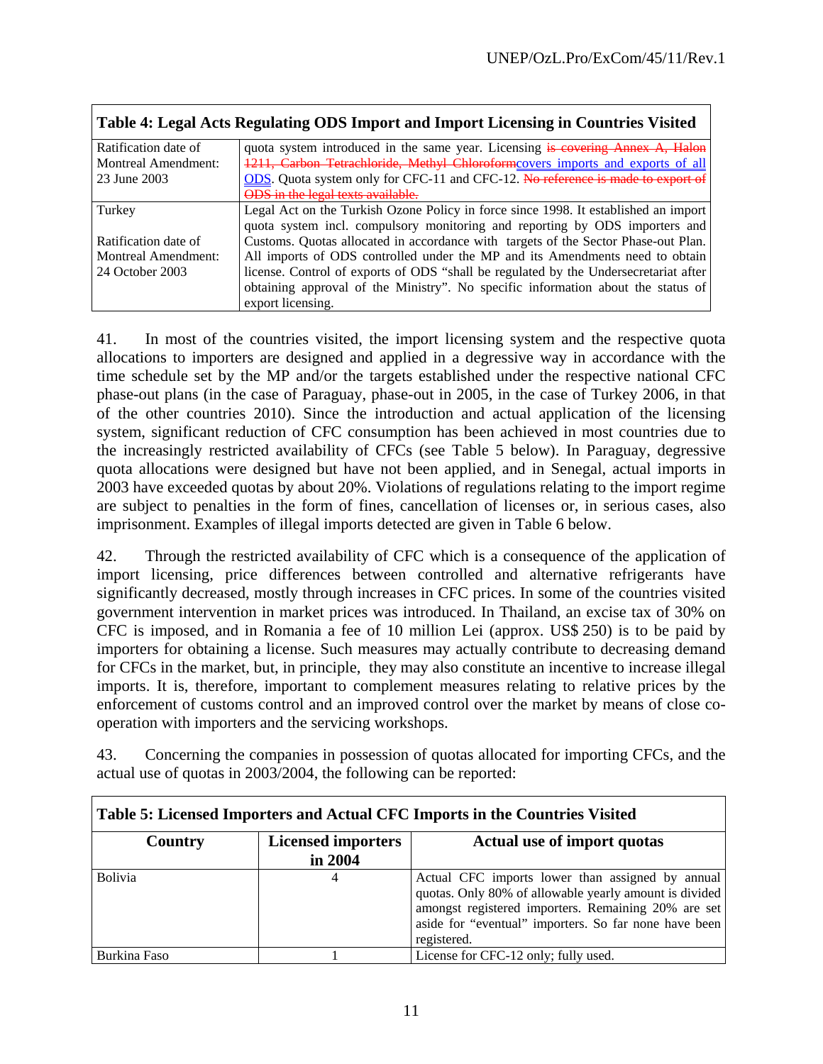| Table 4: Legal Acts Regulating ODS Import and Import Licensing in Countries Visited | |
|---|---|
| Ratification date of Montreal Amendment: 23 June 2003 | quota system introduced in the same year. Licensing ~~is covering Annex A, Halon 1211, Carbon Tetrachloride, Methyl Chloroform~~covers imports and exports of all ODS. Quota system only for CFC-11 and CFC-12. ~~No reference is made to export of ODS in the legal texts available.~~ |
| Turkey<br><br>Ratification date of Montreal Amendment: 24 October 2003 | Legal Act on the Turkish Ozone Policy in force since 1998. It established an import quota system incl. compulsory monitoring and reporting by ODS importers and Customs. Quotas allocated in accordance with targets of the Sector Phase-out Plan. All imports of ODS controlled under the MP and its Amendments need to obtain license. Control of exports of ODS "shall be regulated by the Undersecretariat after obtaining approval of the Ministry". No specific information about the status of export licensing. |

41. In most of the countries visited, the import licensing system and the respective quota allocations to importers are designed and applied in a degressive way in accordance with the time schedule set by the MP and/or the targets established under the respective national CFC phase-out plans (in the case of Paraguay, phase-out in 2005, in the case of Turkey 2006, in that of the other countries 2010). Since the introduction and actual application of the licensing system, significant reduction of CFC consumption has been achieved in most countries due to the increasingly restricted availability of CFCs (see Table 5 below). In Paraguay, degressive quota allocations were designed but have not been applied, and in Senegal, actual imports in 2003 have exceeded quotas by about 20%. Violations of regulations relating to the import regime are subject to penalties in the form of fines, cancellation of licenses or, in serious cases, also imprisonment. Examples of illegal imports detected are given in Table 6 below.

42. Through the restricted availability of CFC which is a consequence of the application of import licensing, price differences between controlled and alternative refrigerants have significantly decreased, mostly through increases in CFC prices. In some of the countries visited government intervention in market prices was introduced. In Thailand, an excise tax of 30% on CFC is imposed, and in Romania a fee of 10 million Lei (approx. US$ 250) is to be paid by importers for obtaining a license. Such measures may actually contribute to decreasing demand for CFCs in the market, but, in principle, they may also constitute an incentive to increase illegal imports. It is, therefore, important to complement measures relating to relative prices by the enforcement of customs control and an improved control over the market by means of close co-operation with importers and the servicing workshops.

43. Concerning the companies in possession of quotas allocated for importing CFCs, and the actual use of quotas in 2003/2004, the following can be reported:

| Table 5: Licensed Importers and Actual CFC Imports in the Countries Visited | | |
|---|---|---|
| **Country** | **Licensed importers in 2004** | **Actual use of import quotas** |
| Bolivia | 4 | Actual CFC imports lower than assigned by annual quotas. Only 80% of allowable yearly amount is divided amongst registered importers. Remaining 20% are set aside for "eventual" importers. So far none have been registered. |
| Burkina Faso | 1 | License for CFC-12 only; fully used. |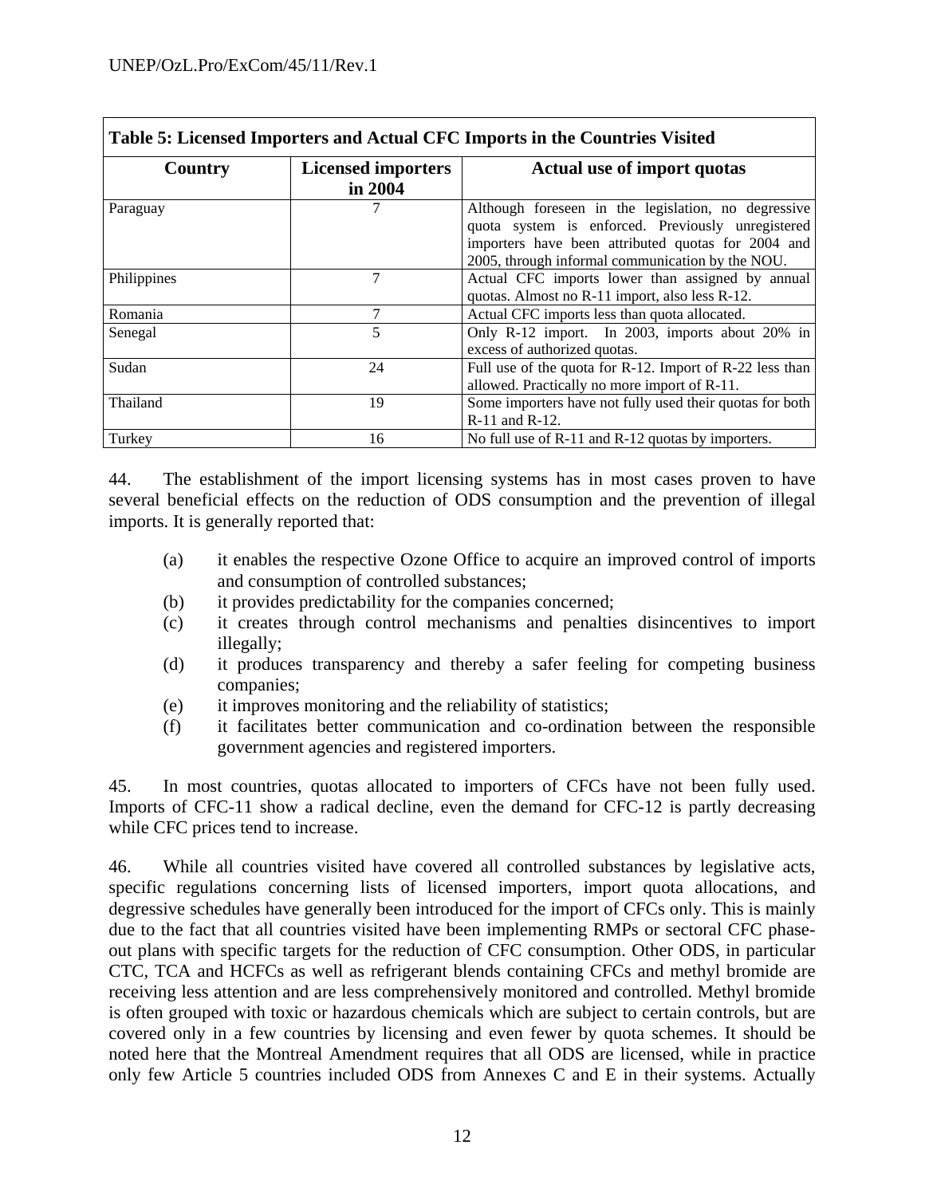**Table 5: Licensed Importers and Actual CFC Imports in the Countries Visited**

| Country | Licensed importers in 2004 | Actual use of import quotas |
|---|---|---|
| Paraguay | 7 | Although foreseen in the legislation, no degressive quota system is enforced. Previously unregistered importers have been attributed quotas for 2004 and 2005, through informal communication by the NOU. |
| Philippines | 7 | Actual CFC imports lower than assigned by annual quotas. Almost no R-11 import, also less R-12. |
| Romania | 7 | Actual CFC imports less than quota allocated. |
| Senegal | 5 | Only R-12 import. In 2003, imports about 20% in excess of authorized quotas. |
| Sudan | 24 | Full use of the quota for R-12. Import of R-22 less than allowed. Practically no more import of R-11. |
| Thailand | 19 | Some importers have not fully used their quotas for both R-11 and R-12. |
| Turkey | 16 | No full use of R-11 and R-12 quotas by importers. |

44. The establishment of the import licensing systems has in most cases proven to have several beneficial effects on the reduction of ODS consumption and the prevention of illegal imports. It is generally reported that:

(a) it enables the respective Ozone Office to acquire an improved control of imports and consumption of controlled substances;
(b) it provides predictability for the companies concerned;
(c) it creates through control mechanisms and penalties disincentives to import illegally;
(d) it produces transparency and thereby a safer feeling for competing business companies;
(e) it improves monitoring and the reliability of statistics;
(f) it facilitates better communication and co-ordination between the responsible government agencies and registered importers.

45. In most countries, quotas allocated to importers of CFCs have not been fully used. Imports of CFC-11 show a radical decline, even the demand for CFC-12 is partly decreasing while CFC prices tend to increase.

46. While all countries visited have covered all controlled substances by legislative acts, specific regulations concerning lists of licensed importers, import quota allocations, and degressive schedules have generally been introduced for the import of CFCs only. This is mainly due to the fact that all countries visited have been implementing RMPs or sectoral CFC phase-out plans with specific targets for the reduction of CFC consumption. Other ODS, in particular CTC, TCA and HCFCs as well as refrigerant blends containing CFCs and methyl bromide are receiving less attention and are less comprehensively monitored and controlled. Methyl bromide is often grouped with toxic or hazardous chemicals which are subject to certain controls, but are covered only in a few countries by licensing and even fewer by quota schemes. It should be noted here that the Montreal Amendment requires that all ODS are licensed, while in practice only few Article 5 countries included ODS from Annexes C and E in their systems. Actually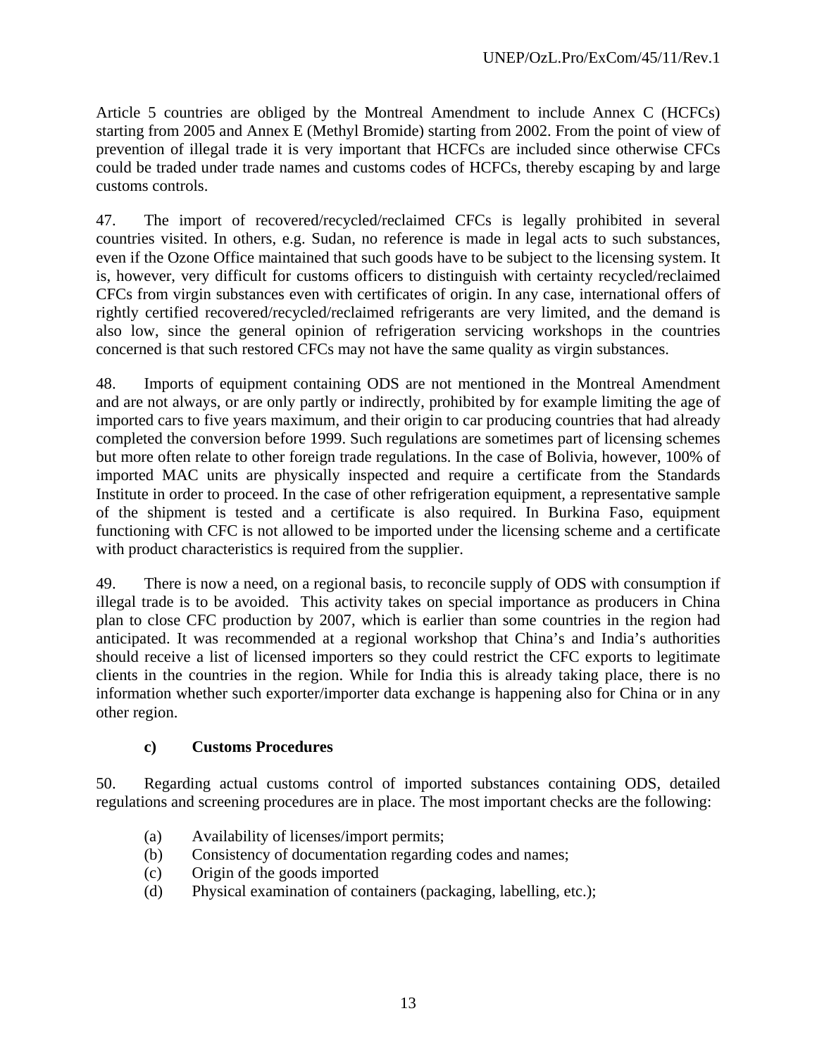Article 5 countries are obliged by the Montreal Amendment to include Annex C (HCFCs) starting from 2005 and Annex E (Methyl Bromide) starting from 2002. From the point of view of prevention of illegal trade it is very important that HCFCs are included since otherwise CFCs could be traded under trade names and customs codes of HCFCs, thereby escaping by and large customs controls.

47. The import of recovered/recycled/reclaimed CFCs is legally prohibited in several countries visited. In others, e.g. Sudan, no reference is made in legal acts to such substances, even if the Ozone Office maintained that such goods have to be subject to the licensing system. It is, however, very difficult for customs officers to distinguish with certainty recycled/reclaimed CFCs from virgin substances even with certificates of origin. In any case, international offers of rightly certified recovered/recycled/reclaimed refrigerants are very limited, and the demand is also low, since the general opinion of refrigeration servicing workshops in the countries concerned is that such restored CFCs may not have the same quality as virgin substances.

48. Imports of equipment containing ODS are not mentioned in the Montreal Amendment and are not always, or are only partly or indirectly, prohibited by for example limiting the age of imported cars to five years maximum, and their origin to car producing countries that had already completed the conversion before 1999. Such regulations are sometimes part of licensing schemes but more often relate to other foreign trade regulations. In the case of Bolivia, however, 100% of imported MAC units are physically inspected and require a certificate from the Standards Institute in order to proceed. In the case of other refrigeration equipment, a representative sample of the shipment is tested and a certificate is also required. In Burkina Faso, equipment functioning with CFC is not allowed to be imported under the licensing scheme and a certificate with product characteristics is required from the supplier.

49. There is now a need, on a regional basis, to reconcile supply of ODS with consumption if illegal trade is to be avoided. This activity takes on special importance as producers in China plan to close CFC production by 2007, which is earlier than some countries in the region had anticipated. It was recommended at a regional workshop that China's and India's authorities should receive a list of licensed importers so they could restrict the CFC exports to legitimate clients in the countries in the region. While for India this is already taking place, there is no information whether such exporter/importer data exchange is happening also for China or in any other region.

### c) Customs Procedures

50. Regarding actual customs control of imported substances containing ODS, detailed regulations and screening procedures are in place. The most important checks are the following:

(a) Availability of licenses/import permits;
(b) Consistency of documentation regarding codes and names;
(c) Origin of the goods imported
(d) Physical examination of containers (packaging, labelling, etc.);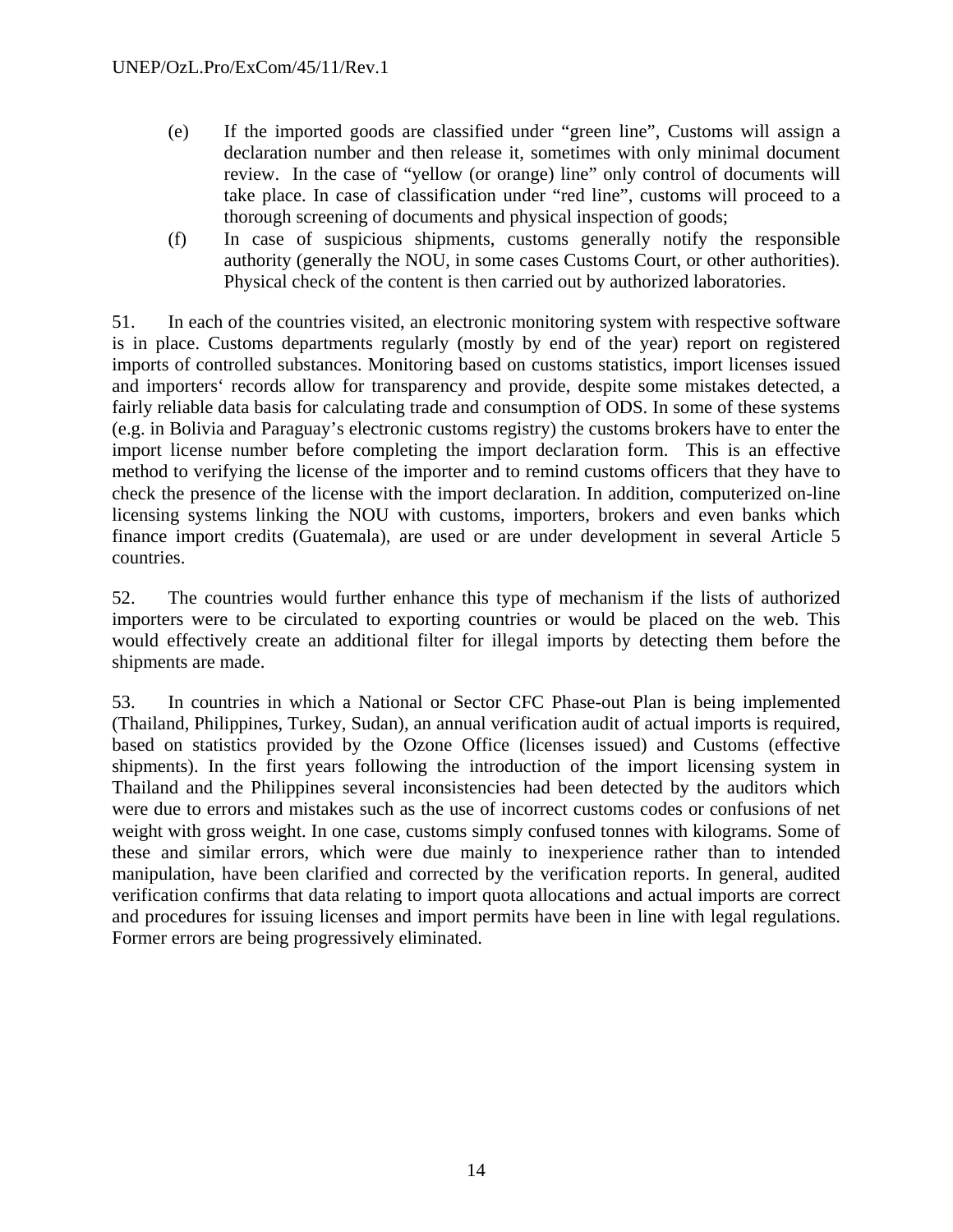(e) If the imported goods are classified under "green line", Customs will assign a declaration number and then release it, sometimes with only minimal document review. In the case of "yellow (or orange) line" only control of documents will take place. In case of classification under "red line", customs will proceed to a thorough screening of documents and physical inspection of goods;

(f) In case of suspicious shipments, customs generally notify the responsible authority (generally the NOU, in some cases Customs Court, or other authorities). Physical check of the content is then carried out by authorized laboratories.

51. In each of the countries visited, an electronic monitoring system with respective software is in place. Customs departments regularly (mostly by end of the year) report on registered imports of controlled substances. Monitoring based on customs statistics, import licenses issued and importers' records allow for transparency and provide, despite some mistakes detected, a fairly reliable data basis for calculating trade and consumption of ODS. In some of these systems (e.g. in Bolivia and Paraguay's electronic customs registry) the customs brokers have to enter the import license number before completing the import declaration form. This is an effective method to verifying the license of the importer and to remind customs officers that they have to check the presence of the license with the import declaration. In addition, computerized on-line licensing systems linking the NOU with customs, importers, brokers and even banks which finance import credits (Guatemala), are used or are under development in several Article 5 countries.

52. The countries would further enhance this type of mechanism if the lists of authorized importers were to be circulated to exporting countries or would be placed on the web. This would effectively create an additional filter for illegal imports by detecting them before the shipments are made.

53. In countries in which a National or Sector CFC Phase-out Plan is being implemented (Thailand, Philippines, Turkey, Sudan), an annual verification audit of actual imports is required, based on statistics provided by the Ozone Office (licenses issued) and Customs (effective shipments). In the first years following the introduction of the import licensing system in Thailand and the Philippines several inconsistencies had been detected by the auditors which were due to errors and mistakes such as the use of incorrect customs codes or confusions of net weight with gross weight. In one case, customs simply confused tonnes with kilograms. Some of these and similar errors, which were due mainly to inexperience rather than to intended manipulation, have been clarified and corrected by the verification reports. In general, audited verification confirms that data relating to import quota allocations and actual imports are correct and procedures for issuing licenses and import permits have been in line with legal regulations. Former errors are being progressively eliminated.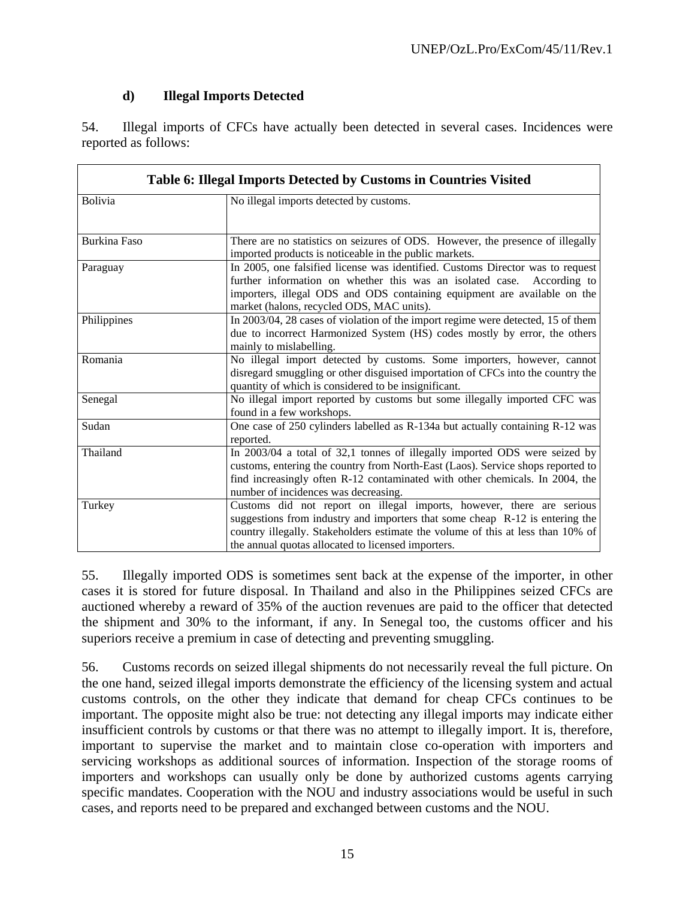### d) Illegal Imports Detected

54. Illegal imports of CFCs have actually been detected in several cases. Incidences were reported as follows:

| Table 6: Illegal Imports Detected by Customs in Countries Visited | |
|---|---|
| Bolivia | No illegal imports detected by customs. |
| Burkina Faso | There are no statistics on seizures of ODS. However, the presence of illegally imported products is noticeable in the public markets. |
| Paraguay | In 2005, one falsified license was identified. Customs Director was to request further information on whether this was an isolated case. According to importers, illegal ODS and ODS containing equipment are available on the market (halons, recycled ODS, MAC units). |
| Philippines | In 2003/04, 28 cases of violation of the import regime were detected, 15 of them due to incorrect Harmonized System (HS) codes mostly by error, the others mainly to mislabelling. |
| Romania | No illegal import detected by customs. Some importers, however, cannot disregard smuggling or other disguised importation of CFCs into the country the quantity of which is considered to be insignificant. |
| Senegal | No illegal import reported by customs but some illegally imported CFC was found in a few workshops. |
| Sudan | One case of 250 cylinders labelled as R-134a but actually containing R-12 was reported. |
| Thailand | In 2003/04 a total of 32,1 tonnes of illegally imported ODS were seized by customs, entering the country from North-East (Laos). Service shops reported to find increasingly often R-12 contaminated with other chemicals. In 2004, the number of incidences was decreasing. |
| Turkey | Customs did not report on illegal imports, however, there are serious suggestions from industry and importers that some cheap R-12 is entering the country illegally. Stakeholders estimate the volume of this at less than 10% of the annual quotas allocated to licensed importers. |

55. Illegally imported ODS is sometimes sent back at the expense of the importer, in other cases it is stored for future disposal. In Thailand and also in the Philippines seized CFCs are auctioned whereby a reward of 35% of the auction revenues are paid to the officer that detected the shipment and 30% to the informant, if any. In Senegal too, the customs officer and his superiors receive a premium in case of detecting and preventing smuggling.

56. Customs records on seized illegal shipments do not necessarily reveal the full picture. On the one hand, seized illegal imports demonstrate the efficiency of the licensing system and actual customs controls, on the other they indicate that demand for cheap CFCs continues to be important. The opposite might also be true: not detecting any illegal imports may indicate either insufficient controls by customs or that there was no attempt to illegally import. It is, therefore, important to supervise the market and to maintain close co-operation with importers and servicing workshops as additional sources of information. Inspection of the storage rooms of importers and workshops can usually only be done by authorized customs agents carrying specific mandates. Cooperation with the NOU and industry associations would be useful in such cases, and reports need to be prepared and exchanged between customs and the NOU.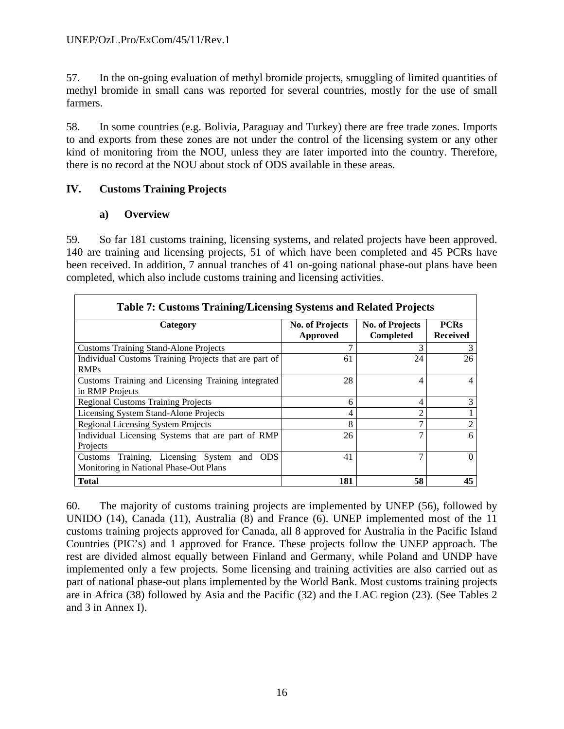57. In the on-going evaluation of methyl bromide projects, smuggling of limited quantities of methyl bromide in small cans was reported for several countries, mostly for the use of small farmers.

58. In some countries (e.g. Bolivia, Paraguay and Turkey) there are free trade zones. Imports to and exports from these zones are not under the control of the licensing system or any other kind of monitoring from the NOU, unless they are later imported into the country. Therefore, there is no record at the NOU about stock of ODS available in these areas.

## IV. Customs Training Projects

### a) Overview

59. So far 181 customs training, licensing systems, and related projects have been approved. 140 are training and licensing projects, 51 of which have been completed and 45 PCRs have been received. In addition, 7 annual tranches of 41 on-going national phase-out plans have been completed, which also include customs training and licensing activities.

**Table 7: Customs Training/Licensing Systems and Related Projects**

| Category | No. of Projects Approved | No. of Projects Completed | PCRs Received |
|---|---|---|---|
| Customs Training Stand-Alone Projects | 7 | 3 | 3 |
| Individual Customs Training Projects that are part of RMPs | 61 | 24 | 26 |
| Customs Training and Licensing Training integrated in RMP Projects | 28 | 4 | 4 |
| Regional Customs Training Projects | 6 | 4 | 3 |
| Licensing System Stand-Alone Projects | 4 | 2 | 1 |
| Regional Licensing System Projects | 8 | 7 | 2 |
| Individual Licensing Systems that are part of RMP Projects | 26 | 7 | 6 |
| Customs Training, Licensing System and ODS Monitoring in National Phase-Out Plans | 41 | 7 | 0 |
| **Total** | **181** | **58** | **45** |

60. The majority of customs training projects are implemented by UNEP (56), followed by UNIDO (14), Canada (11), Australia (8) and France (6). UNEP implemented most of the 11 customs training projects approved for Canada, all 8 approved for Australia in the Pacific Island Countries (PIC's) and 1 approved for France. These projects follow the UNEP approach. The rest are divided almost equally between Finland and Germany, while Poland and UNDP have implemented only a few projects. Some licensing and training activities are also carried out as part of national phase-out plans implemented by the World Bank. Most customs training projects are in Africa (38) followed by Asia and the Pacific (32) and the LAC region (23). (See Tables 2 and 3 in Annex I).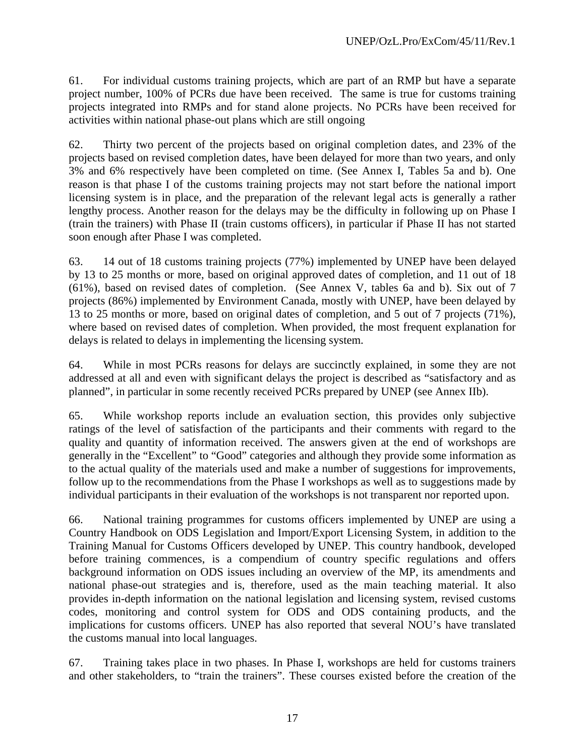61. For individual customs training projects, which are part of an RMP but have a separate project number, 100% of PCRs due have been received. The same is true for customs training projects integrated into RMPs and for stand alone projects. No PCRs have been received for activities within national phase-out plans which are still ongoing

62. Thirty two percent of the projects based on original completion dates, and 23% of the projects based on revised completion dates, have been delayed for more than two years, and only 3% and 6% respectively have been completed on time. (See Annex I, Tables 5a and b). One reason is that phase I of the customs training projects may not start before the national import licensing system is in place, and the preparation of the relevant legal acts is generally a rather lengthy process. Another reason for the delays may be the difficulty in following up on Phase I (train the trainers) with Phase II (train customs officers), in particular if Phase II has not started soon enough after Phase I was completed.

63. 14 out of 18 customs training projects (77%) implemented by UNEP have been delayed by 13 to 25 months or more, based on original approved dates of completion, and 11 out of 18 (61%), based on revised dates of completion. (See Annex V, tables 6a and b). Six out of 7 projects (86%) implemented by Environment Canada, mostly with UNEP, have been delayed by 13 to 25 months or more, based on original dates of completion, and 5 out of 7 projects (71%), where based on revised dates of completion. When provided, the most frequent explanation for delays is related to delays in implementing the licensing system.

64. While in most PCRs reasons for delays are succinctly explained, in some they are not addressed at all and even with significant delays the project is described as "satisfactory and as planned", in particular in some recently received PCRs prepared by UNEP (see Annex IIb).

65. While workshop reports include an evaluation section, this provides only subjective ratings of the level of satisfaction of the participants and their comments with regard to the quality and quantity of information received. The answers given at the end of workshops are generally in the "Excellent" to "Good" categories and although they provide some information as to the actual quality of the materials used and make a number of suggestions for improvements, follow up to the recommendations from the Phase I workshops as well as to suggestions made by individual participants in their evaluation of the workshops is not transparent nor reported upon.

66. National training programmes for customs officers implemented by UNEP are using a Country Handbook on ODS Legislation and Import/Export Licensing System, in addition to the Training Manual for Customs Officers developed by UNEP. This country handbook, developed before training commences, is a compendium of country specific regulations and offers background information on ODS issues including an overview of the MP, its amendments and national phase-out strategies and is, therefore, used as the main teaching material. It also provides in-depth information on the national legislation and licensing system, revised customs codes, monitoring and control system for ODS and ODS containing products, and the implications for customs officers. UNEP has also reported that several NOU's have translated the customs manual into local languages.

67. Training takes place in two phases. In Phase I, workshops are held for customs trainers and other stakeholders, to "train the trainers". These courses existed before the creation of the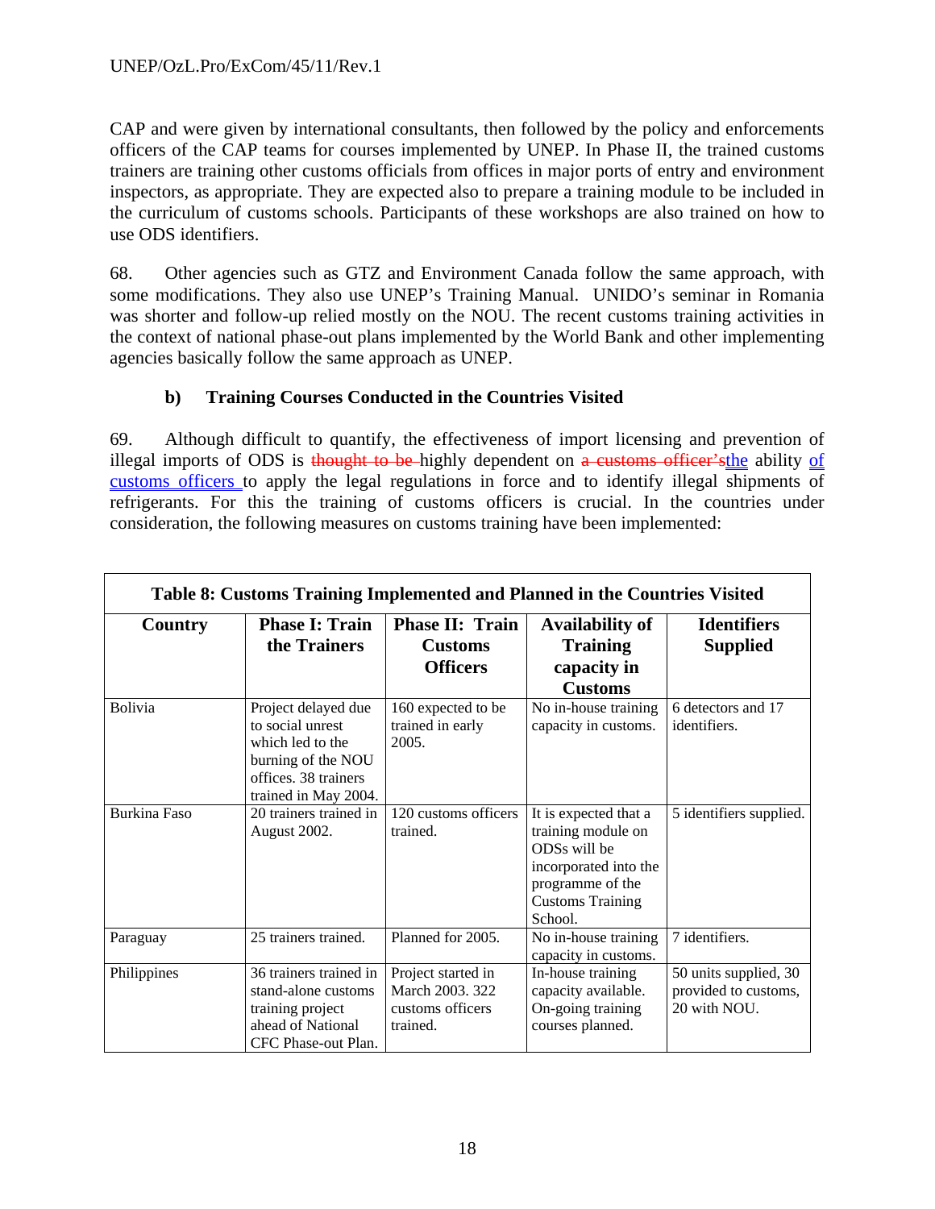CAP and were given by international consultants, then followed by the policy and enforcements officers of the CAP teams for courses implemented by UNEP. In Phase II, the trained customs trainers are training other customs officials from offices in major ports of entry and environment inspectors, as appropriate. They are expected also to prepare a training module to be included in the curriculum of customs schools. Participants of these workshops are also trained on how to use ODS identifiers.

68. Other agencies such as GTZ and Environment Canada follow the same approach, with some modifications. They also use UNEP's Training Manual. UNIDO's seminar in Romania was shorter and follow-up relied mostly on the NOU. The recent customs training activities in the context of national phase-out plans implemented by the World Bank and other implementing agencies basically follow the same approach as UNEP.

### b) Training Courses Conducted in the Countries Visited

69. Although difficult to quantify, the effectiveness of import licensing and prevention of illegal imports of ODS is ~~thought to be~~ highly dependent on ~~a customs officer's~~the ability of customs officers to apply the legal regulations in force and to identify illegal shipments of refrigerants. For this the training of customs officers is crucial. In the countries under consideration, the following measures on customs training have been implemented:

**Table 8: Customs Training Implemented and Planned in the Countries Visited**

| Country | Phase I: Train the Trainers | Phase II: Train Customs Officers | Availability of Training capacity in Customs | Identifiers Supplied |
|---|---|---|---|---|
| Bolivia | Project delayed due to social unrest which led to the burning of the NOU offices. 38 trainers trained in May 2004. | 160 expected to be trained in early 2005. | No in-house training capacity in customs. | 6 detectors and 17 identifiers. |
| Burkina Faso | 20 trainers trained in August 2002. | 120 customs officers trained. | It is expected that a training module on ODSs will be incorporated into the programme of the Customs Training School. | 5 identifiers supplied. |
| Paraguay | 25 trainers trained. | Planned for 2005. | No in-house training capacity in customs. | 7 identifiers. |
| Philippines | 36 trainers trained in stand-alone customs training project ahead of National CFC Phase-out Plan. | Project started in March 2003. 322 customs officers trained. | In-house training capacity available. On-going training courses planned. | 50 units supplied, 30 provided to customs, 20 with NOU. |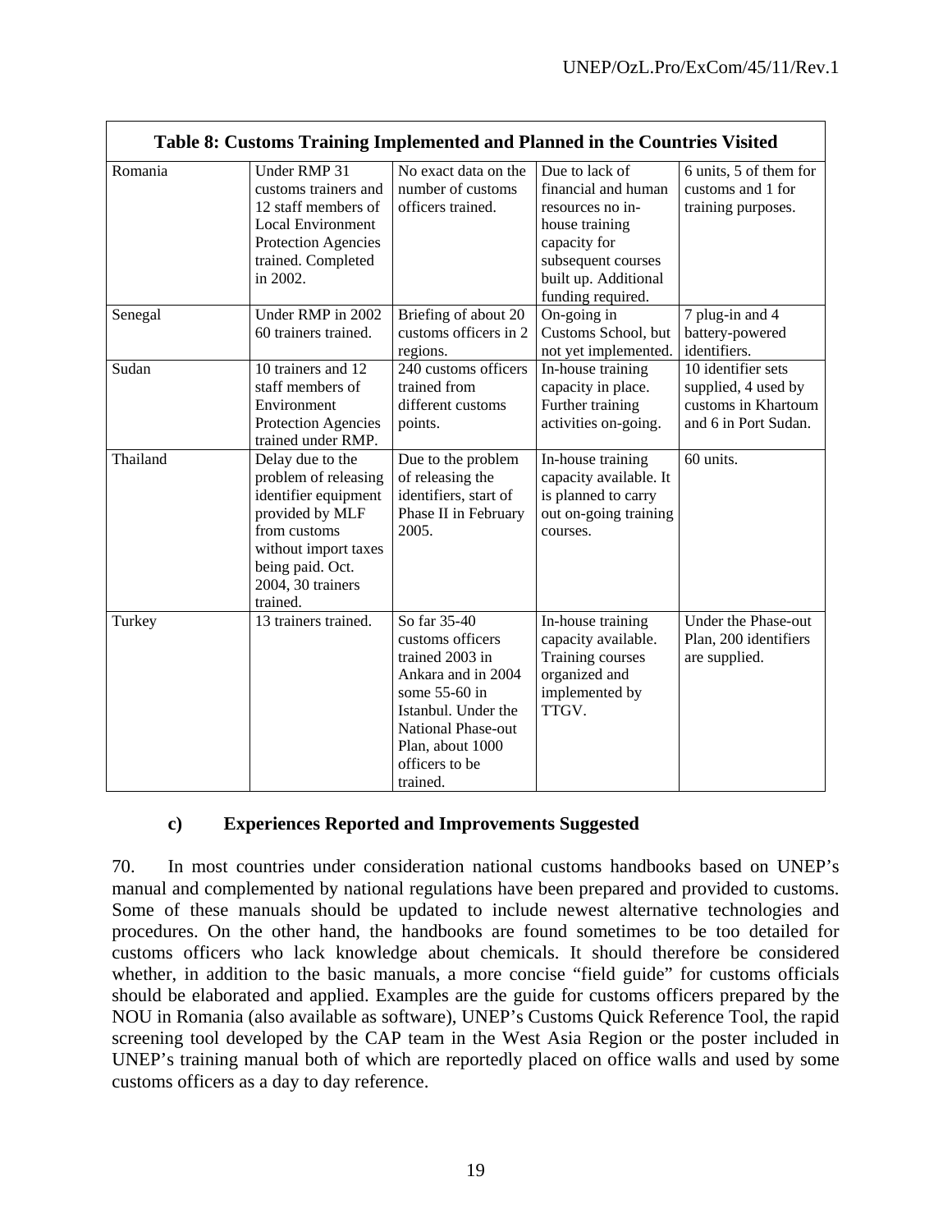**Table 8: Customs Training Implemented and Planned in the Countries Visited**

| | | | | |
|---|---|---|---|---|
| Romania | Under RMP 31 customs trainers and 12 staff members of Local Environment Protection Agencies trained. Completed in 2002. | No exact data on the number of customs officers trained. | Due to lack of financial and human resources no in-house training capacity for subsequent courses built up. Additional funding required. | 6 units, 5 of them for customs and 1 for training purposes. |
| Senegal | Under RMP in 2002 60 trainers trained. | Briefing of about 20 customs officers in 2 regions. | On-going in Customs School, but not yet implemented. | 7 plug-in and 4 battery-powered identifiers. |
| Sudan | 10 trainers and 12 staff members of Environment Protection Agencies trained under RMP. | 240 customs officers trained from different customs points. | In-house training capacity in place. Further training activities on-going. | 10 identifier sets supplied, 4 used by customs in Khartoum and 6 in Port Sudan. |
| Thailand | Delay due to the problem of releasing identifier equipment provided by MLF from customs without import taxes being paid. Oct. 2004, 30 trainers trained. | Due to the problem of releasing the identifiers, start of Phase II in February 2005. | In-house training capacity available. It is planned to carry out on-going training courses. | 60 units. |
| Turkey | 13 trainers trained. | So far 35-40 customs officers trained 2003 in Ankara and in 2004 some 55-60 in Istanbul. Under the National Phase-out Plan, about 1000 officers to be trained. | In-house training capacity available. Training courses organized and implemented by TTGV. | Under the Phase-out Plan, 200 identifiers are supplied. |

### c) Experiences Reported and Improvements Suggested

70. In most countries under consideration national customs handbooks based on UNEP's manual and complemented by national regulations have been prepared and provided to customs. Some of these manuals should be updated to include newest alternative technologies and procedures. On the other hand, the handbooks are found sometimes to be too detailed for customs officers who lack knowledge about chemicals. It should therefore be considered whether, in addition to the basic manuals, a more concise "field guide" for customs officials should be elaborated and applied. Examples are the guide for customs officers prepared by the NOU in Romania (also available as software), UNEP's Customs Quick Reference Tool, the rapid screening tool developed by the CAP team in the West Asia Region or the poster included in UNEP's training manual both of which are reportedly placed on office walls and used by some customs officers as a day to day reference.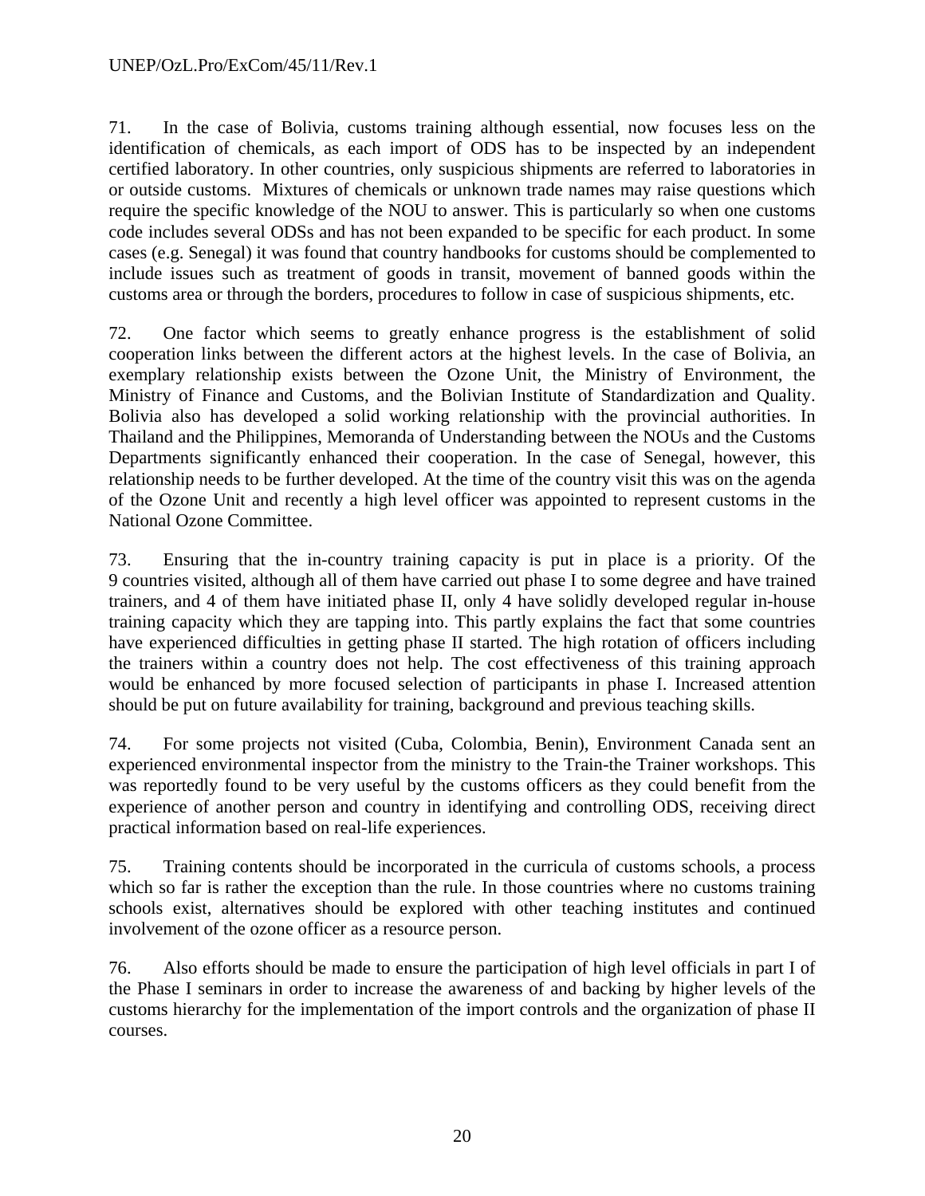71. In the case of Bolivia, customs training although essential, now focuses less on the identification of chemicals, as each import of ODS has to be inspected by an independent certified laboratory. In other countries, only suspicious shipments are referred to laboratories in or outside customs. Mixtures of chemicals or unknown trade names may raise questions which require the specific knowledge of the NOU to answer. This is particularly so when one customs code includes several ODSs and has not been expanded to be specific for each product. In some cases (e.g. Senegal) it was found that country handbooks for customs should be complemented to include issues such as treatment of goods in transit, movement of banned goods within the customs area or through the borders, procedures to follow in case of suspicious shipments, etc.

72. One factor which seems to greatly enhance progress is the establishment of solid cooperation links between the different actors at the highest levels. In the case of Bolivia, an exemplary relationship exists between the Ozone Unit, the Ministry of Environment, the Ministry of Finance and Customs, and the Bolivian Institute of Standardization and Quality. Bolivia also has developed a solid working relationship with the provincial authorities. In Thailand and the Philippines, Memoranda of Understanding between the NOUs and the Customs Departments significantly enhanced their cooperation. In the case of Senegal, however, this relationship needs to be further developed. At the time of the country visit this was on the agenda of the Ozone Unit and recently a high level officer was appointed to represent customs in the National Ozone Committee.

73. Ensuring that the in-country training capacity is put in place is a priority. Of the 9 countries visited, although all of them have carried out phase I to some degree and have trained trainers, and 4 of them have initiated phase II, only 4 have solidly developed regular in-house training capacity which they are tapping into. This partly explains the fact that some countries have experienced difficulties in getting phase II started. The high rotation of officers including the trainers within a country does not help. The cost effectiveness of this training approach would be enhanced by more focused selection of participants in phase I. Increased attention should be put on future availability for training, background and previous teaching skills.

74. For some projects not visited (Cuba, Colombia, Benin), Environment Canada sent an experienced environmental inspector from the ministry to the Train-the Trainer workshops. This was reportedly found to be very useful by the customs officers as they could benefit from the experience of another person and country in identifying and controlling ODS, receiving direct practical information based on real-life experiences.

75. Training contents should be incorporated in the curricula of customs schools, a process which so far is rather the exception than the rule. In those countries where no customs training schools exist, alternatives should be explored with other teaching institutes and continued involvement of the ozone officer as a resource person.

76. Also efforts should be made to ensure the participation of high level officials in part I of the Phase I seminars in order to increase the awareness of and backing by higher levels of the customs hierarchy for the implementation of the import controls and the organization of phase II courses.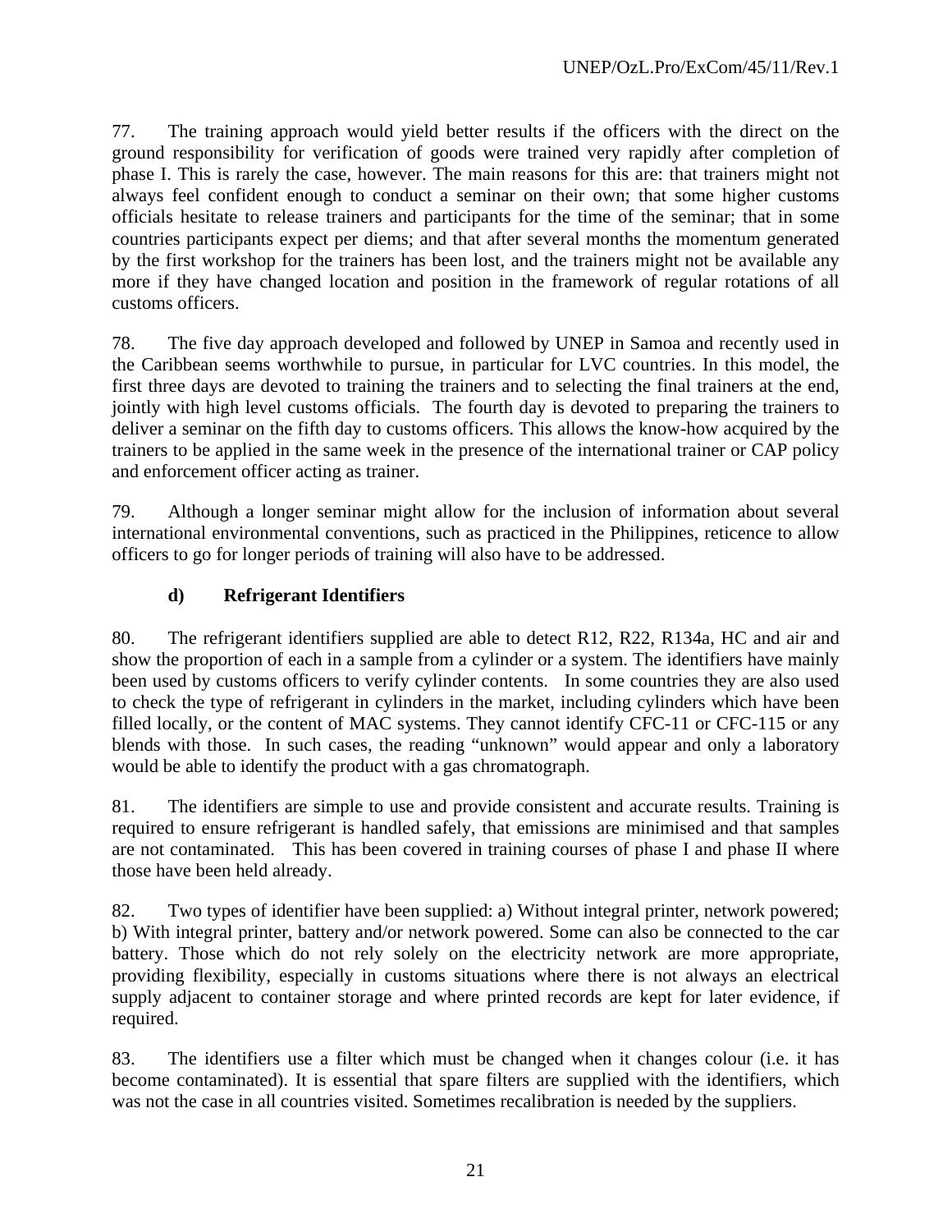77. The training approach would yield better results if the officers with the direct on the ground responsibility for verification of goods were trained very rapidly after completion of phase I. This is rarely the case, however. The main reasons for this are: that trainers might not always feel confident enough to conduct a seminar on their own; that some higher customs officials hesitate to release trainers and participants for the time of the seminar; that in some countries participants expect per diems; and that after several months the momentum generated by the first workshop for the trainers has been lost, and the trainers might not be available any more if they have changed location and position in the framework of regular rotations of all customs officers.

78. The five day approach developed and followed by UNEP in Samoa and recently used in the Caribbean seems worthwhile to pursue, in particular for LVC countries. In this model, the first three days are devoted to training the trainers and to selecting the final trainers at the end, jointly with high level customs officials. The fourth day is devoted to preparing the trainers to deliver a seminar on the fifth day to customs officers. This allows the know-how acquired by the trainers to be applied in the same week in the presence of the international trainer or CAP policy and enforcement officer acting as trainer.

79. Although a longer seminar might allow for the inclusion of information about several international environmental conventions, such as practiced in the Philippines, reticence to allow officers to go for longer periods of training will also have to be addressed.

### d) Refrigerant Identifiers

80. The refrigerant identifiers supplied are able to detect R12, R22, R134a, HC and air and show the proportion of each in a sample from a cylinder or a system. The identifiers have mainly been used by customs officers to verify cylinder contents. In some countries they are also used to check the type of refrigerant in cylinders in the market, including cylinders which have been filled locally, or the content of MAC systems. They cannot identify CFC-11 or CFC-115 or any blends with those. In such cases, the reading "unknown" would appear and only a laboratory would be able to identify the product with a gas chromatograph.

81. The identifiers are simple to use and provide consistent and accurate results. Training is required to ensure refrigerant is handled safely, that emissions are minimised and that samples are not contaminated. This has been covered in training courses of phase I and phase II where those have been held already.

82. Two types of identifier have been supplied: a) Without integral printer, network powered; b) With integral printer, battery and/or network powered. Some can also be connected to the car battery. Those which do not rely solely on the electricity network are more appropriate, providing flexibility, especially in customs situations where there is not always an electrical supply adjacent to container storage and where printed records are kept for later evidence, if required.

83. The identifiers use a filter which must be changed when it changes colour (i.e. it has become contaminated). It is essential that spare filters are supplied with the identifiers, which was not the case in all countries visited. Sometimes recalibration is needed by the suppliers.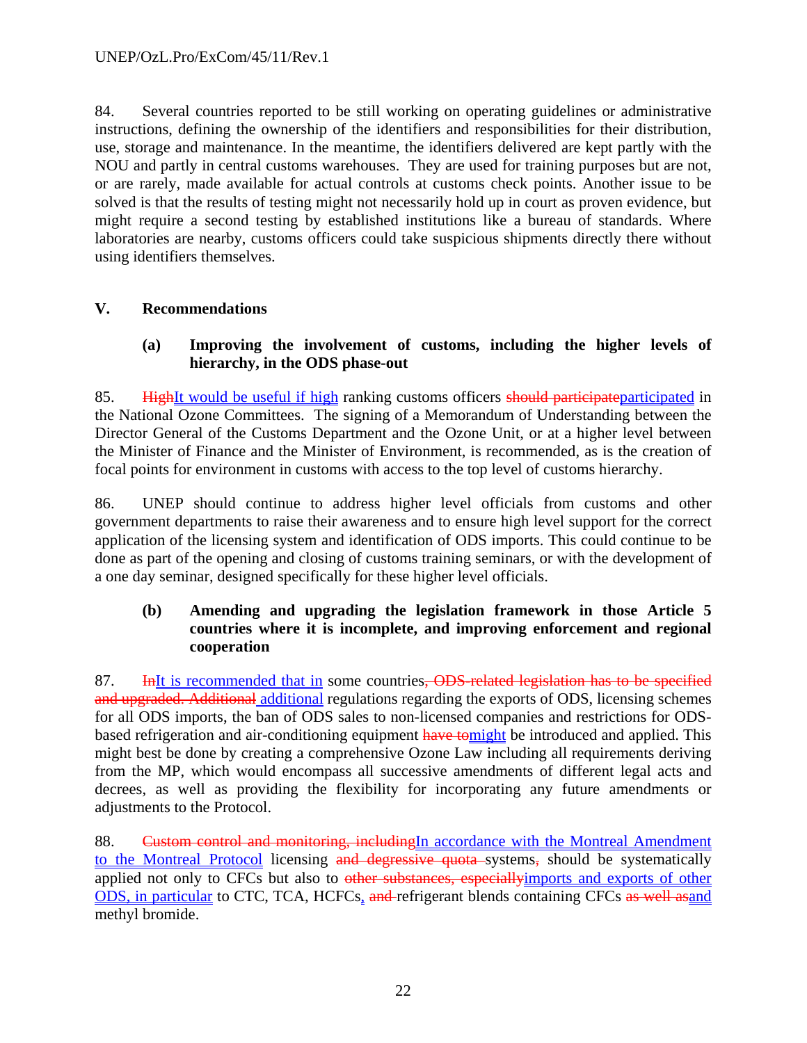84. Several countries reported to be still working on operating guidelines or administrative instructions, defining the ownership of the identifiers and responsibilities for their distribution, use, storage and maintenance. In the meantime, the identifiers delivered are kept partly with the NOU and partly in central customs warehouses. They are used for training purposes but are not, or are rarely, made available for actual controls at customs check points. Another issue to be solved is that the results of testing might not necessarily hold up in court as proven evidence, but might require a second testing by established institutions like a bureau of standards. Where laboratories are nearby, customs officers could take suspicious shipments directly there without using identifiers themselves.

## V. Recommendations

### (a) Improving the involvement of customs, including the higher levels of hierarchy, in the ODS phase-out

85. ~~High~~It would be useful if high ranking customs officers ~~should participate~~participated in the National Ozone Committees. The signing of a Memorandum of Understanding between the Director General of the Customs Department and the Ozone Unit, or at a higher level between the Minister of Finance and the Minister of Environment, is recommended, as is the creation of focal points for environment in customs with access to the top level of customs hierarchy.

86. UNEP should continue to address higher level officials from customs and other government departments to raise their awareness and to ensure high level support for the correct application of the licensing system and identification of ODS imports. This could continue to be done as part of the opening and closing of customs training seminars, or with the development of a one day seminar, designed specifically for these higher level officials.

### (b) Amending and upgrading the legislation framework in those Article 5 countries where it is incomplete, and improving enforcement and regional cooperation

87. ~~In~~It is recommended that in some countries~~, ODS-related legislation has to be specified and upgraded. Additional~~ additional regulations regarding the exports of ODS, licensing schemes for all ODS imports, the ban of ODS sales to non-licensed companies and restrictions for ODS-based refrigeration and air-conditioning equipment ~~have to~~might be introduced and applied. This might best be done by creating a comprehensive Ozone Law including all requirements deriving from the MP, which would encompass all successive amendments of different legal acts and decrees, as well as providing the flexibility for incorporating any future amendments or adjustments to the Protocol.

88. ~~Custom control and monitoring, including~~In accordance with the Montreal Amendment to the Montreal Protocol licensing ~~and degressive quota~~ systems~~,~~ should be systematically applied not only to CFCs but also to ~~other substances, especially~~imports and exports of other ODS, in particular to CTC, TCA, HCFCs, ~~and~~ refrigerant blends containing CFCs ~~as well as~~and methyl bromide.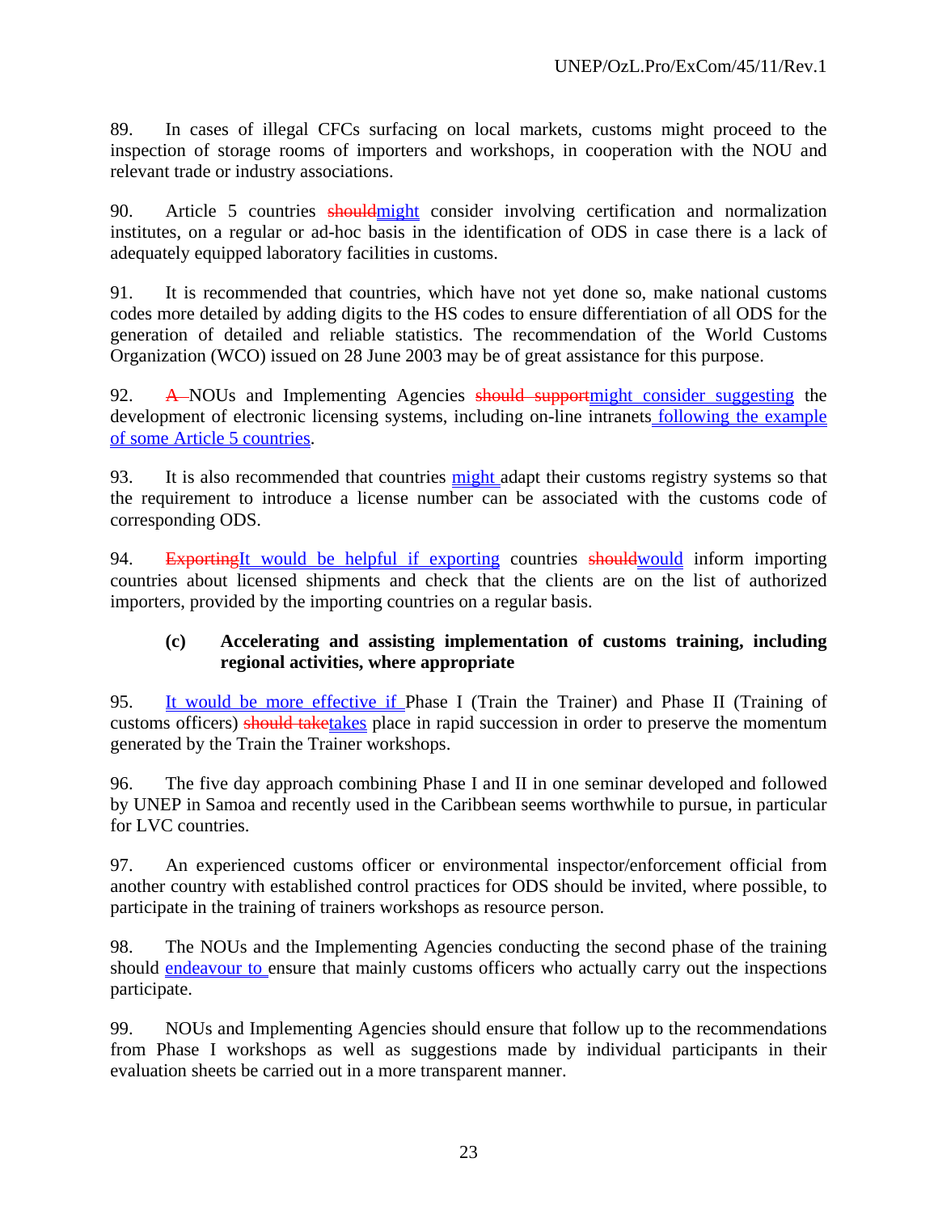89. In cases of illegal CFCs surfacing on local markets, customs might proceed to the inspection of storage rooms of importers and workshops, in cooperation with the NOU and relevant trade or industry associations.

90. Article 5 countries ~~should~~might consider involving certification and normalization institutes, on a regular or ad-hoc basis in the identification of ODS in case there is a lack of adequately equipped laboratory facilities in customs.

91. It is recommended that countries, which have not yet done so, make national customs codes more detailed by adding digits to the HS codes to ensure differentiation of all ODS for the generation of detailed and reliable statistics. The recommendation of the World Customs Organization (WCO) issued on 28 June 2003 may be of great assistance for this purpose.

92. ~~A~~ NOUs and Implementing Agencies ~~should support~~might consider suggesting the development of electronic licensing systems, including on-line intranets following the example of some Article 5 countries.

93. It is also recommended that countries might adapt their customs registry systems so that the requirement to introduce a license number can be associated with the customs code of corresponding ODS.

94. ~~Exporting~~It would be helpful if exporting countries ~~should~~would inform importing countries about licensed shipments and check that the clients are on the list of authorized importers, provided by the importing countries on a regular basis.

**(c) Accelerating and assisting implementation of customs training, including regional activities, where appropriate**

95. It would be more effective if Phase I (Train the Trainer) and Phase II (Training of customs officers) ~~should take~~takes place in rapid succession in order to preserve the momentum generated by the Train the Trainer workshops.

96. The five day approach combining Phase I and II in one seminar developed and followed by UNEP in Samoa and recently used in the Caribbean seems worthwhile to pursue, in particular for LVC countries.

97. An experienced customs officer or environmental inspector/enforcement official from another country with established control practices for ODS should be invited, where possible, to participate in the training of trainers workshops as resource person.

98. The NOUs and the Implementing Agencies conducting the second phase of the training should endeavour to ensure that mainly customs officers who actually carry out the inspections participate.

99. NOUs and Implementing Agencies should ensure that follow up to the recommendations from Phase I workshops as well as suggestions made by individual participants in their evaluation sheets be carried out in a more transparent manner.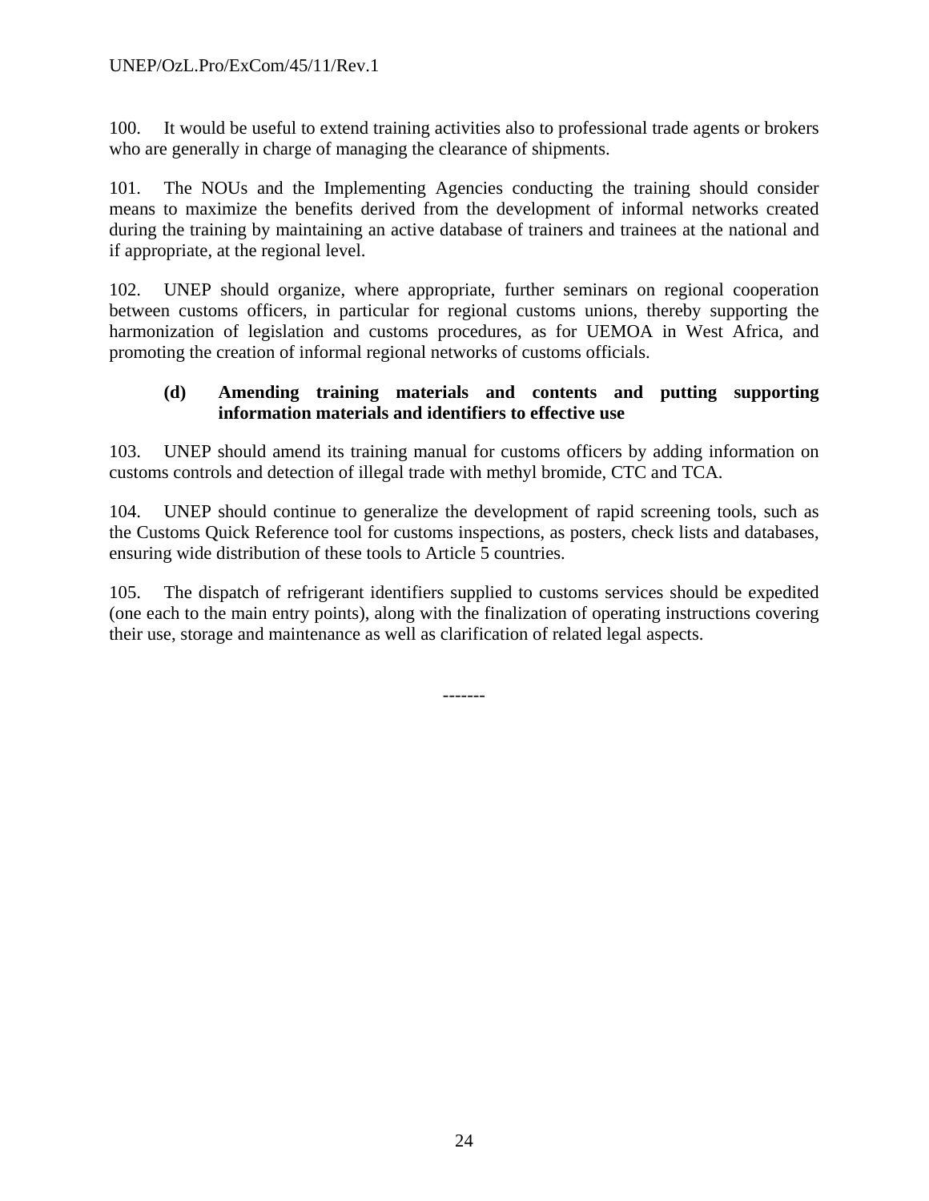100. It would be useful to extend training activities also to professional trade agents or brokers who are generally in charge of managing the clearance of shipments.

101. The NOUs and the Implementing Agencies conducting the training should consider means to maximize the benefits derived from the development of informal networks created during the training by maintaining an active database of trainers and trainees at the national and if appropriate, at the regional level.

102. UNEP should organize, where appropriate, further seminars on regional cooperation between customs officers, in particular for regional customs unions, thereby supporting the harmonization of legislation and customs procedures, as for UEMOA in West Africa, and promoting the creation of informal regional networks of customs officials.

**(d) Amending training materials and contents and putting supporting information materials and identifiers to effective use**

103. UNEP should amend its training manual for customs officers by adding information on customs controls and detection of illegal trade with methyl bromide, CTC and TCA.

104. UNEP should continue to generalize the development of rapid screening tools, such as the Customs Quick Reference tool for customs inspections, as posters, check lists and databases, ensuring wide distribution of these tools to Article 5 countries.

105. The dispatch of refrigerant identifiers supplied to customs services should be expedited (one each to the main entry points), along with the finalization of operating instructions covering their use, storage and maintenance as well as clarification of related legal aspects.

-------